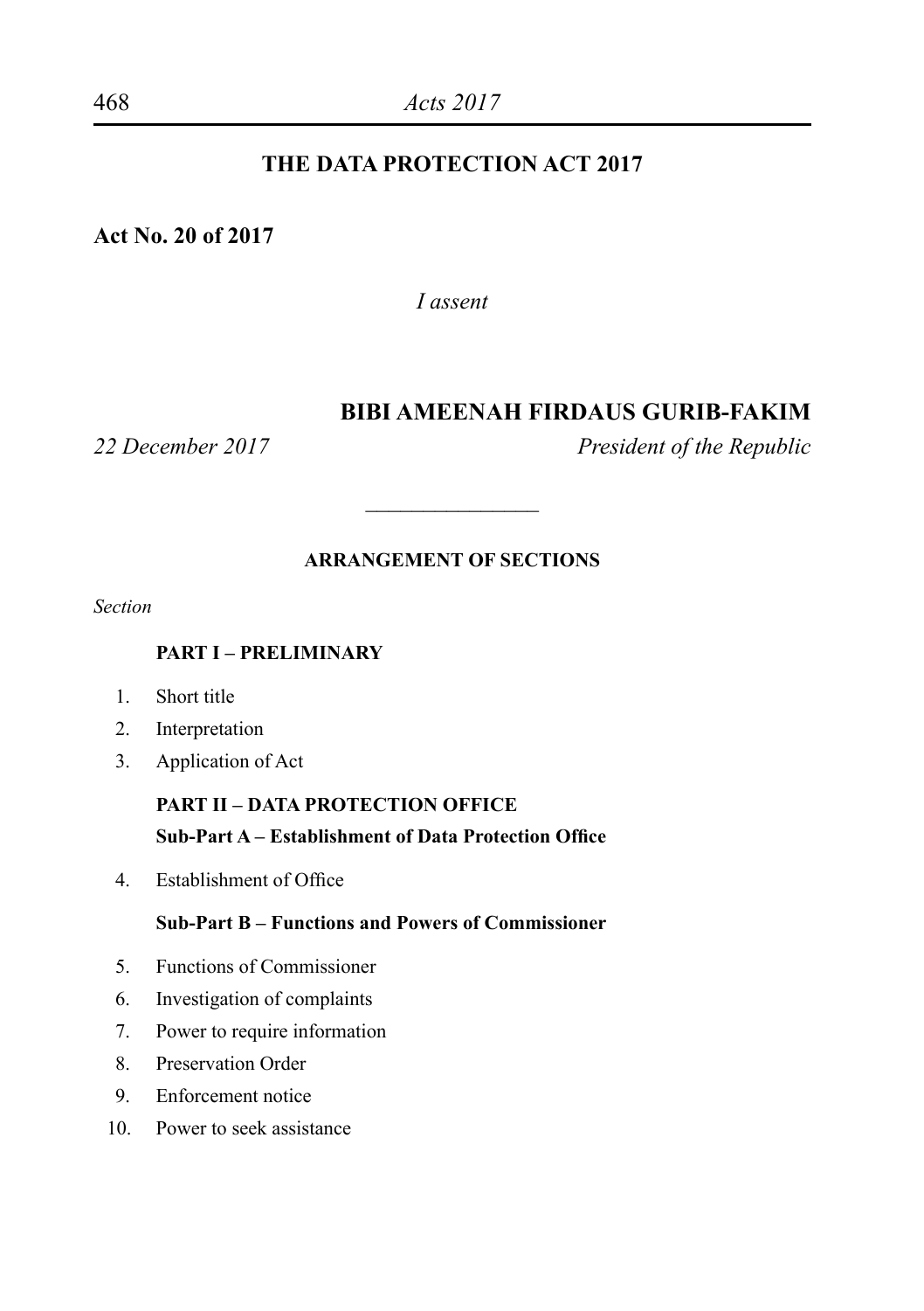# THE DATA PROTECTION ACT 2017

**Act No. 20 of 2017**

*I assent*

**BIBI AMEENAH FIRDAUS GURIB-FAKIM**

*22 December 2017* *President of the Republic*

---

## ARRANGEMENT OF SECTIONS

*Section*

### PART I – PRELIMINARY

1. Short title
2. Interpretation
3. Application of Act

### PART II – DATA PROTECTION OFFICE

#### Sub-Part A – Establishment of Data Protection Office

4. Establishment of Office

#### Sub-Part B – Functions and Powers of Commissioner

5. Functions of Commissioner
6. Investigation of complaints
7. Power to require information
8. Preservation Order
9. Enforcement notice
10. Power to seek assistance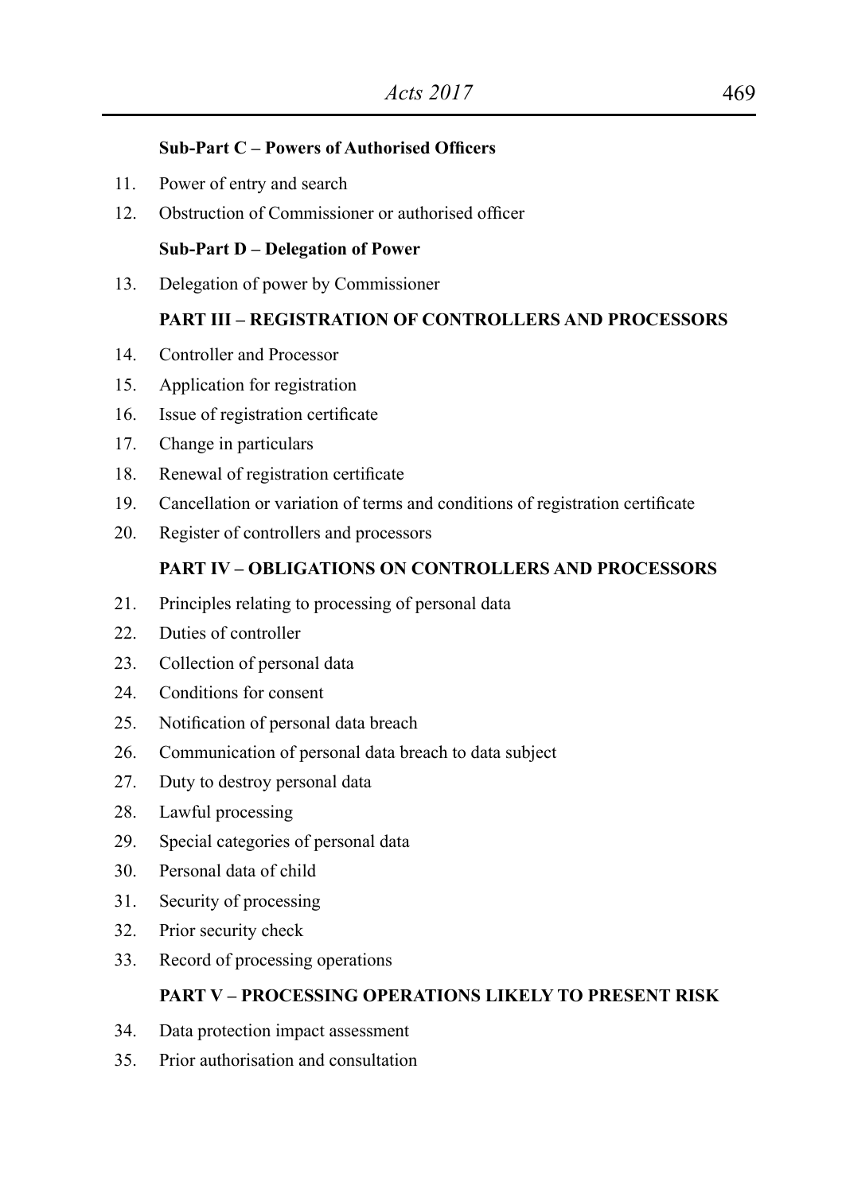**Sub-Part C – Powers of Authorised Officers**

11. Power of entry and search
12. Obstruction of Commissioner or authorised officer

**Sub-Part D – Delegation of Power**

13. Delegation of power by Commissioner

**PART III – REGISTRATION OF CONTROLLERS AND PROCESSORS**

14. Controller and Processor
15. Application for registration
16. Issue of registration certificate
17. Change in particulars
18. Renewal of registration certificate
19. Cancellation or variation of terms and conditions of registration certificate
20. Register of controllers and processors

**PART IV – OBLIGATIONS ON CONTROLLERS AND PROCESSORS**

21. Principles relating to processing of personal data
22. Duties of controller
23. Collection of personal data
24. Conditions for consent
25. Notification of personal data breach
26. Communication of personal data breach to data subject
27. Duty to destroy personal data
28. Lawful processing
29. Special categories of personal data
30. Personal data of child
31. Security of processing
32. Prior security check
33. Record of processing operations

**PART V – PROCESSING OPERATIONS LIKELY TO PRESENT RISK**

34. Data protection impact assessment
35. Prior authorisation and consultation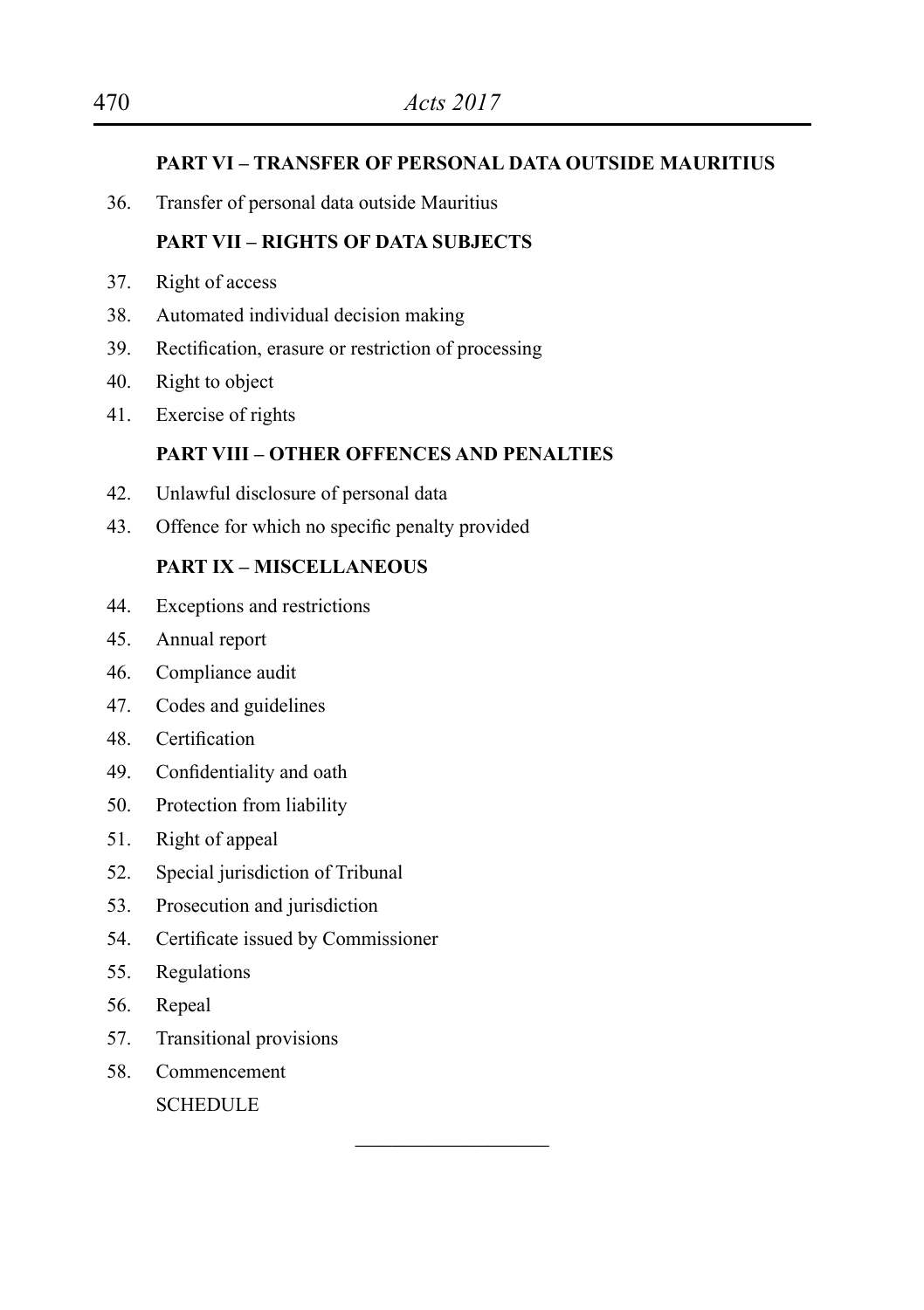**PART VI – TRANSFER OF PERSONAL DATA OUTSIDE MAURITIUS**

36. Transfer of personal data outside Mauritius

**PART VII – RIGHTS OF DATA SUBJECTS**

37. Right of access
38. Automated individual decision making
39. Rectification, erasure or restriction of processing
40. Right to object
41. Exercise of rights

**PART VIII – OTHER OFFENCES AND PENALTIES**

42. Unlawful disclosure of personal data
43. Offence for which no specific penalty provided

**PART IX – MISCELLANEOUS**

44. Exceptions and restrictions
45. Annual report
46. Compliance audit
47. Codes and guidelines
48. Certification
49. Confidentiality and oath
50. Protection from liability
51. Right of appeal
52. Special jurisdiction of Tribunal
53. Prosecution and jurisdiction
54. Certificate issued by Commissioner
55. Regulations
56. Repeal
57. Transitional provisions
58. Commencement

SCHEDULE

---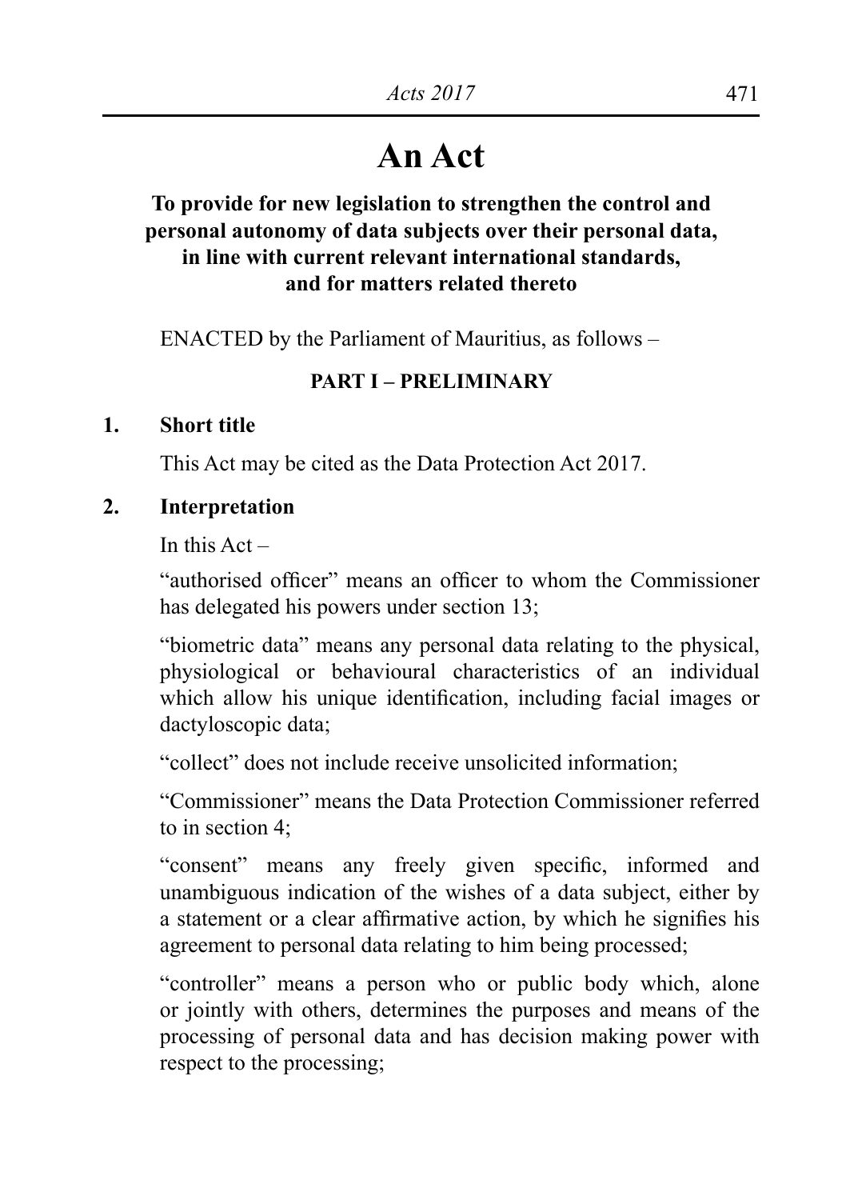# An Act

**To provide for new legislation to strengthen the control and personal autonomy of data subjects over their personal data, in line with current relevant international standards, and for matters related thereto**

ENACTED by the Parliament of Mauritius, as follows –

## PART I – PRELIMINARY

### 1. Short title

This Act may be cited as the Data Protection Act 2017.

### 2. Interpretation

In this Act –

"authorised officer" means an officer to whom the Commissioner has delegated his powers under section 13;

"biometric data" means any personal data relating to the physical, physiological or behavioural characteristics of an individual which allow his unique identification, including facial images or dactyloscopic data;

"collect" does not include receive unsolicited information;

"Commissioner" means the Data Protection Commissioner referred to in section 4;

"consent" means any freely given specific, informed and unambiguous indication of the wishes of a data subject, either by a statement or a clear affirmative action, by which he signifies his agreement to personal data relating to him being processed;

"controller" means a person who or public body which, alone or jointly with others, determines the purposes and means of the processing of personal data and has decision making power with respect to the processing;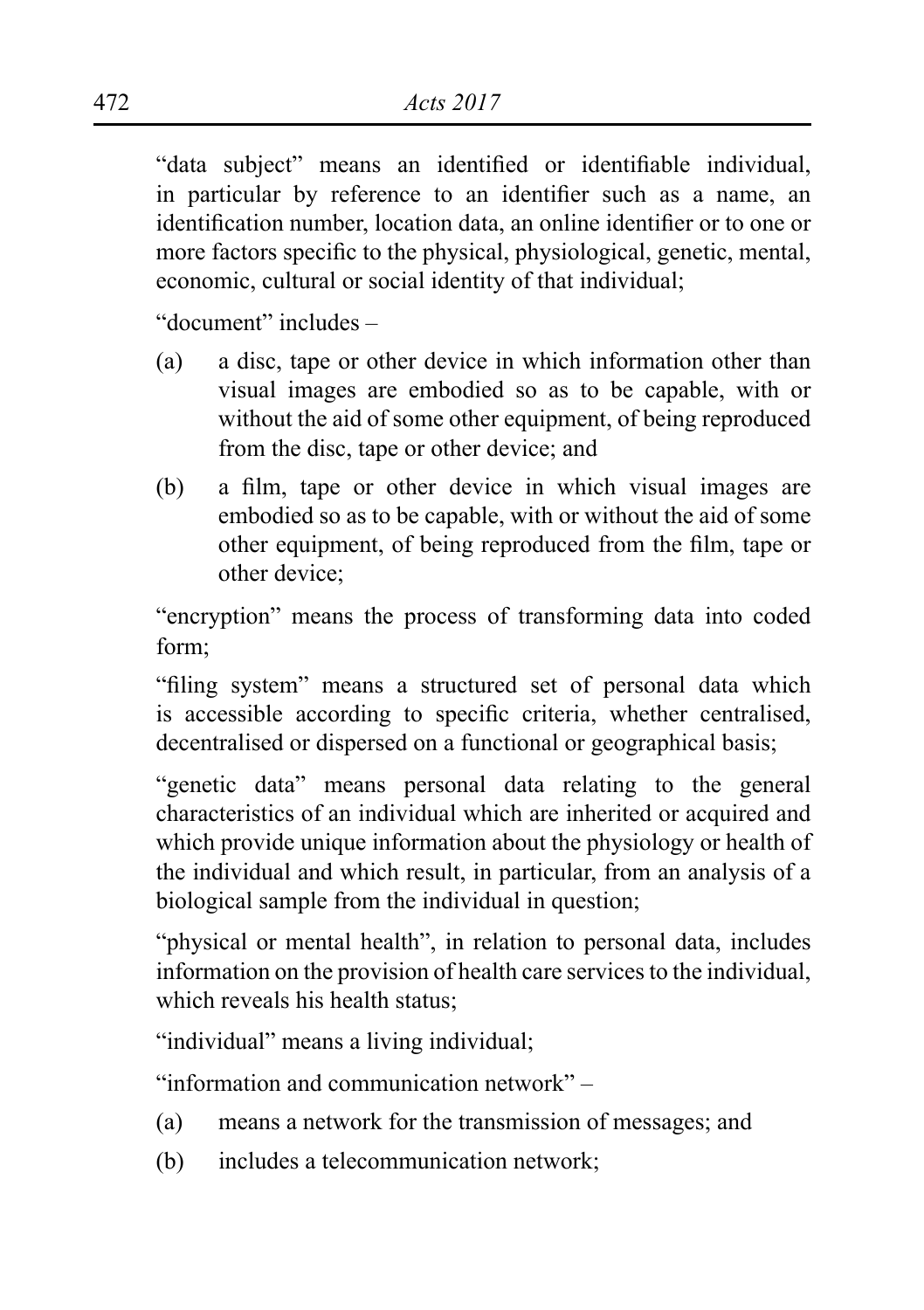"data subject" means an identified or identifiable individual, in particular by reference to an identifier such as a name, an identification number, location data, an online identifier or to one or more factors specific to the physical, physiological, genetic, mental, economic, cultural or social identity of that individual;

"document" includes –

(a) a disc, tape or other device in which information other than visual images are embodied so as to be capable, with or without the aid of some other equipment, of being reproduced from the disc, tape or other device; and

(b) a film, tape or other device in which visual images are embodied so as to be capable, with or without the aid of some other equipment, of being reproduced from the film, tape or other device;

"encryption" means the process of transforming data into coded form;

"filing system" means a structured set of personal data which is accessible according to specific criteria, whether centralised, decentralised or dispersed on a functional or geographical basis;

"genetic data" means personal data relating to the general characteristics of an individual which are inherited or acquired and which provide unique information about the physiology or health of the individual and which result, in particular, from an analysis of a biological sample from the individual in question;

"physical or mental health", in relation to personal data, includes information on the provision of health care services to the individual, which reveals his health status;

"individual" means a living individual;

"information and communication network" –

(a) means a network for the transmission of messages; and

(b) includes a telecommunication network;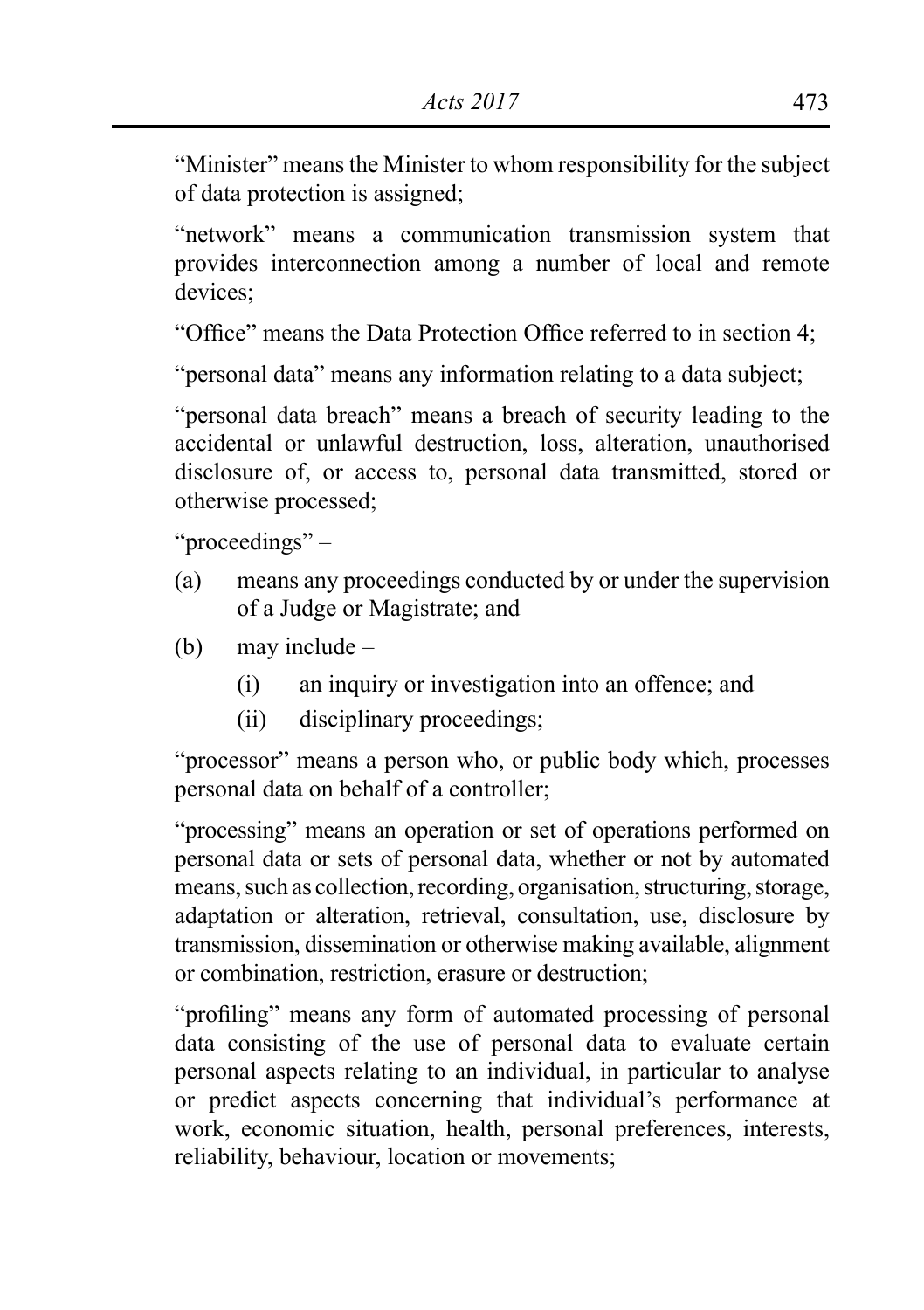"Minister" means the Minister to whom responsibility for the subject of data protection is assigned;

"network" means a communication transmission system that provides interconnection among a number of local and remote devices;

"Office" means the Data Protection Office referred to in section 4;

"personal data" means any information relating to a data subject;

"personal data breach" means a breach of security leading to the accidental or unlawful destruction, loss, alteration, unauthorised disclosure of, or access to, personal data transmitted, stored or otherwise processed;

"proceedings" –

(a) means any proceedings conducted by or under the supervision of a Judge or Magistrate; and

(b) may include –

  (i) an inquiry or investigation into an offence; and

  (ii) disciplinary proceedings;

"processor" means a person who, or public body which, processes personal data on behalf of a controller;

"processing" means an operation or set of operations performed on personal data or sets of personal data, whether or not by automated means, such as collection, recording, organisation, structuring, storage, adaptation or alteration, retrieval, consultation, use, disclosure by transmission, dissemination or otherwise making available, alignment or combination, restriction, erasure or destruction;

"profiling" means any form of automated processing of personal data consisting of the use of personal data to evaluate certain personal aspects relating to an individual, in particular to analyse or predict aspects concerning that individual's performance at work, economic situation, health, personal preferences, interests, reliability, behaviour, location or movements;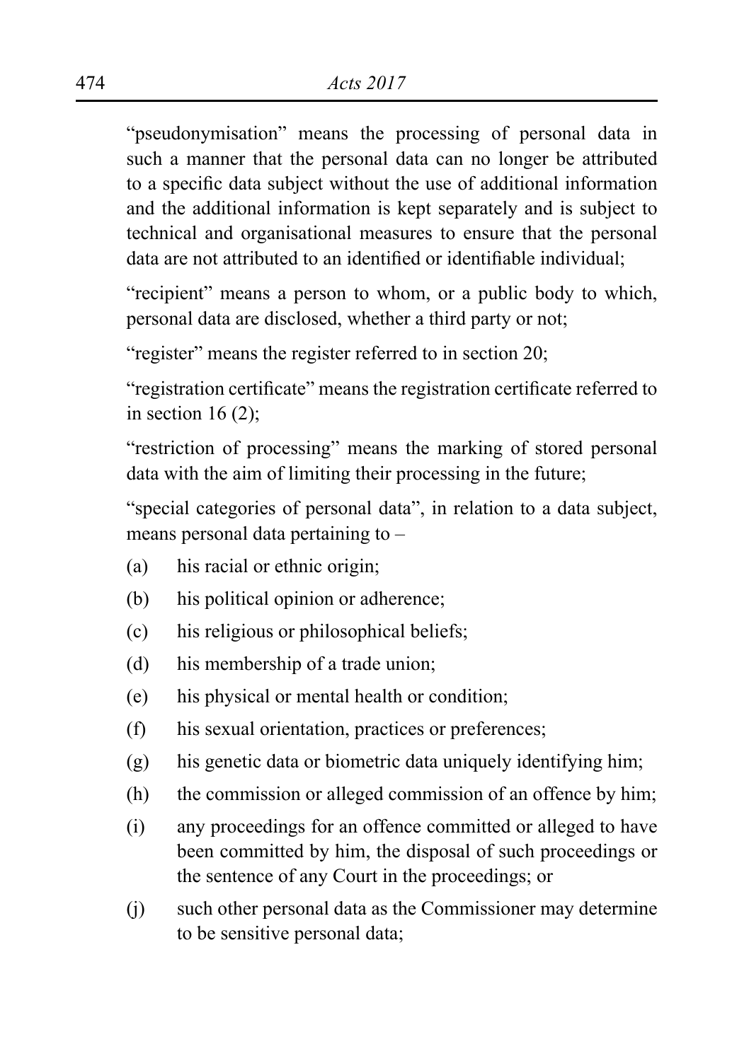"pseudonymisation" means the processing of personal data in such a manner that the personal data can no longer be attributed to a specific data subject without the use of additional information and the additional information is kept separately and is subject to technical and organisational measures to ensure that the personal data are not attributed to an identified or identifiable individual;

"recipient" means a person to whom, or a public body to which, personal data are disclosed, whether a third party or not;

"register" means the register referred to in section 20;

"registration certificate" means the registration certificate referred to in section 16 (2);

"restriction of processing" means the marking of stored personal data with the aim of limiting their processing in the future;

"special categories of personal data", in relation to a data subject, means personal data pertaining to –

(a) his racial or ethnic origin;

(b) his political opinion or adherence;

(c) his religious or philosophical beliefs;

(d) his membership of a trade union;

(e) his physical or mental health or condition;

(f) his sexual orientation, practices or preferences;

(g) his genetic data or biometric data uniquely identifying him;

(h) the commission or alleged commission of an offence by him;

(i) any proceedings for an offence committed or alleged to have been committed by him, the disposal of such proceedings or the sentence of any Court in the proceedings; or

(j) such other personal data as the Commissioner may determine to be sensitive personal data;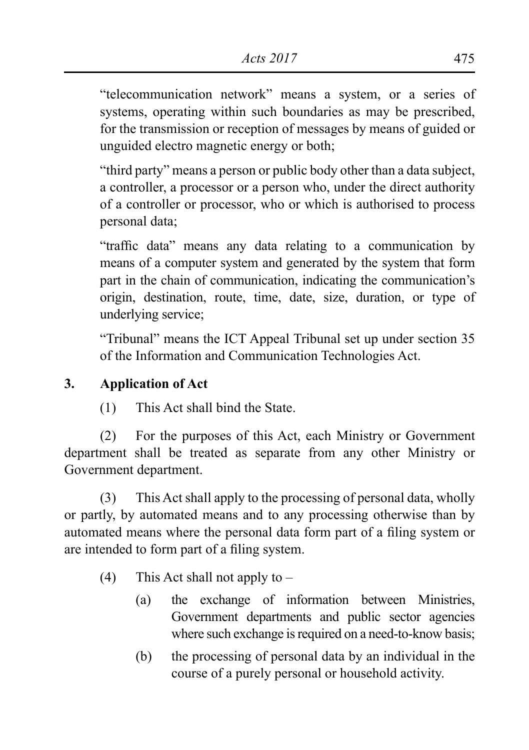"telecommunication network" means a system, or a series of systems, operating within such boundaries as may be prescribed, for the transmission or reception of messages by means of guided or unguided electro magnetic energy or both;

"third party" means a person or public body other than a data subject, a controller, a processor or a person who, under the direct authority of a controller or processor, who or which is authorised to process personal data;

"traffic data" means any data relating to a communication by means of a computer system and generated by the system that form part in the chain of communication, indicating the communication's origin, destination, route, time, date, size, duration, or type of underlying service;

"Tribunal" means the ICT Appeal Tribunal set up under section 35 of the Information and Communication Technologies Act.

**3. Application of Act**

(1) This Act shall bind the State.

(2) For the purposes of this Act, each Ministry or Government department shall be treated as separate from any other Ministry or Government department.

(3) This Act shall apply to the processing of personal data, wholly or partly, by automated means and to any processing otherwise than by automated means where the personal data form part of a filing system or are intended to form part of a filing system.

(4) This Act shall not apply to –

(a) the exchange of information between Ministries, Government departments and public sector agencies where such exchange is required on a need-to-know basis;

(b) the processing of personal data by an individual in the course of a purely personal or household activity.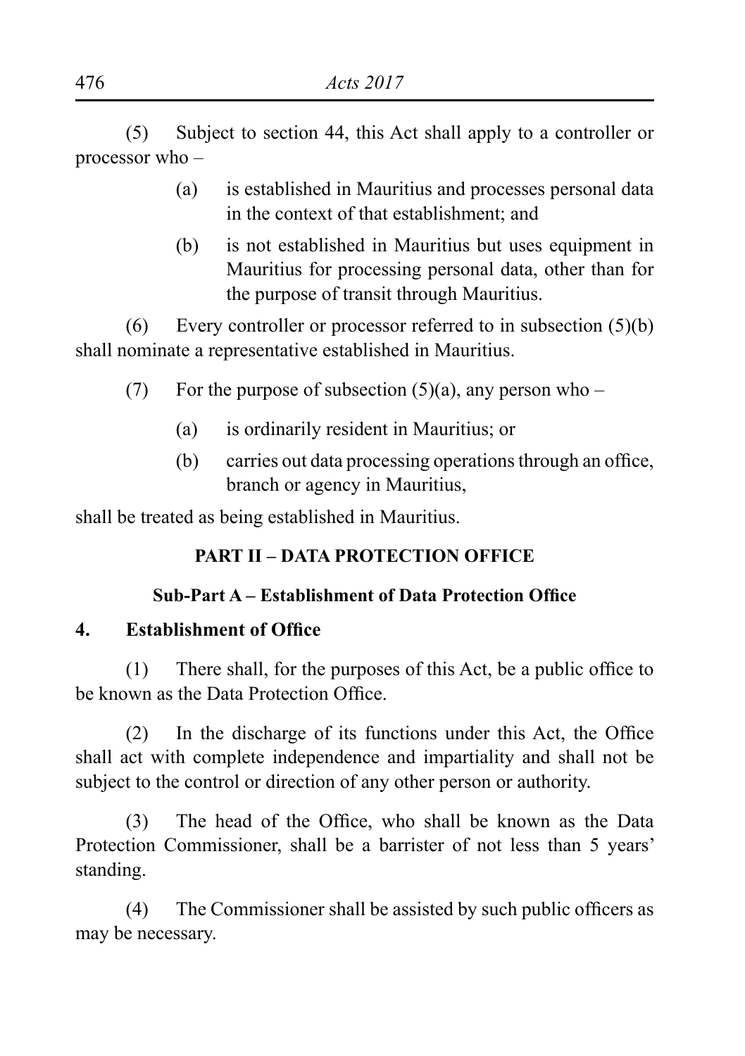(5) Subject to section 44, this Act shall apply to a controller or processor who –

(a) is established in Mauritius and processes personal data in the context of that establishment; and

(b) is not established in Mauritius but uses equipment in Mauritius for processing personal data, other than for the purpose of transit through Mauritius.

(6) Every controller or processor referred to in subsection (5)(b) shall nominate a representative established in Mauritius.

(7) For the purpose of subsection (5)(a), any person who –

(a) is ordinarily resident in Mauritius; or

(b) carries out data processing operations through an office, branch or agency in Mauritius,

shall be treated as being established in Mauritius.

## PART II – DATA PROTECTION OFFICE

### Sub-Part A – Establishment of Data Protection Office

**4. Establishment of Office**

(1) There shall, for the purposes of this Act, be a public office to be known as the Data Protection Office.

(2) In the discharge of its functions under this Act, the Office shall act with complete independence and impartiality and shall not be subject to the control or direction of any other person or authority.

(3) The head of the Office, who shall be known as the Data Protection Commissioner, shall be a barrister of not less than 5 years' standing.

(4) The Commissioner shall be assisted by such public officers as may be necessary.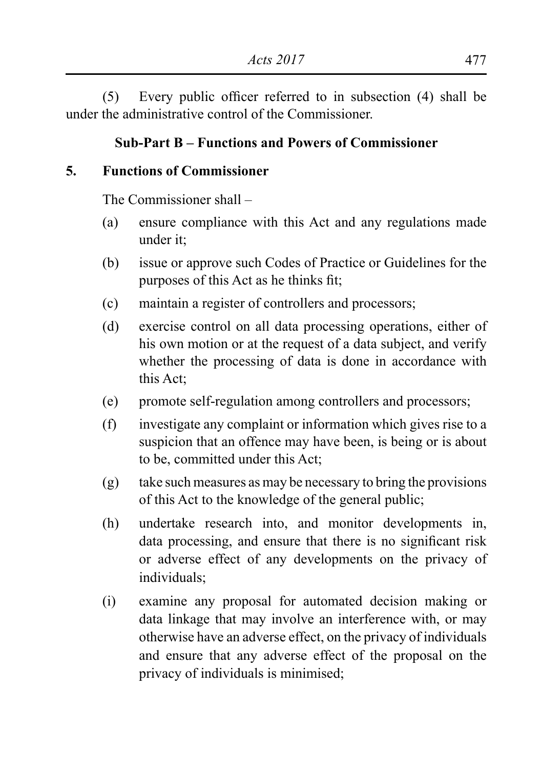(5) Every public officer referred to in subsection (4) shall be under the administrative control of the Commissioner.

### Sub-Part B – Functions and Powers of Commissioner

**5. Functions of Commissioner**

The Commissioner shall –

(a) ensure compliance with this Act and any regulations made under it;

(b) issue or approve such Codes of Practice or Guidelines for the purposes of this Act as he thinks fit;

(c) maintain a register of controllers and processors;

(d) exercise control on all data processing operations, either of his own motion or at the request of a data subject, and verify whether the processing of data is done in accordance with this Act;

(e) promote self-regulation among controllers and processors;

(f) investigate any complaint or information which gives rise to a suspicion that an offence may have been, is being or is about to be, committed under this Act;

(g) take such measures as may be necessary to bring the provisions of this Act to the knowledge of the general public;

(h) undertake research into, and monitor developments in, data processing, and ensure that there is no significant risk or adverse effect of any developments on the privacy of individuals;

(i) examine any proposal for automated decision making or data linkage that may involve an interference with, or may otherwise have an adverse effect, on the privacy of individuals and ensure that any adverse effect of the proposal on the privacy of individuals is minimised;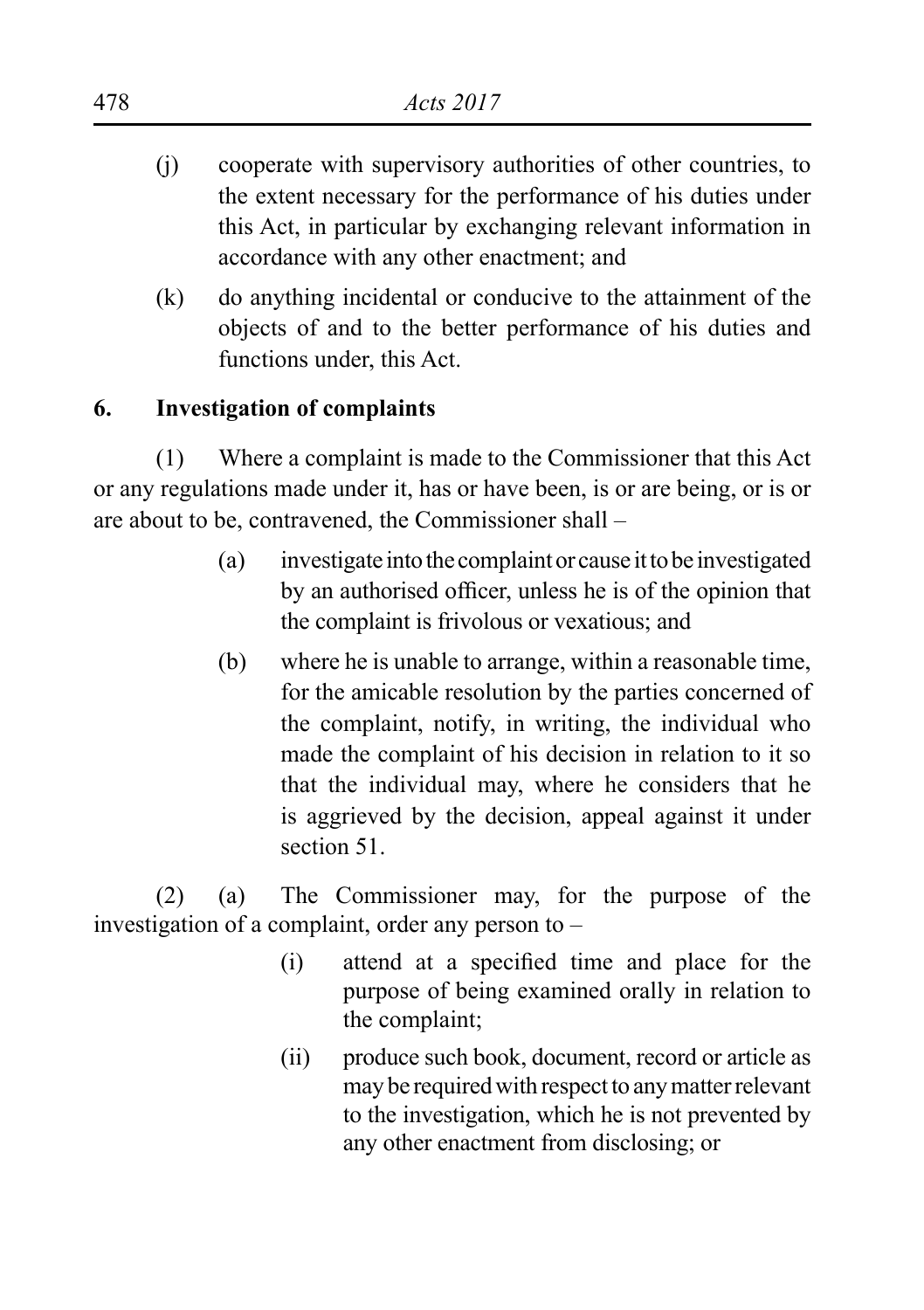(j) cooperate with supervisory authorities of other countries, to the extent necessary for the performance of his duties under this Act, in particular by exchanging relevant information in accordance with any other enactment; and

(k) do anything incidental or conducive to the attainment of the objects of and to the better performance of his duties and functions under, this Act.

**6. Investigation of complaints**

(1) Where a complaint is made to the Commissioner that this Act or any regulations made under it, has or have been, is or are being, or is or are about to be, contravened, the Commissioner shall –

(a) investigate into the complaint or cause it to be investigated by an authorised officer, unless he is of the opinion that the complaint is frivolous or vexatious; and

(b) where he is unable to arrange, within a reasonable time, for the amicable resolution by the parties concerned of the complaint, notify, in writing, the individual who made the complaint of his decision in relation to it so that the individual may, where he considers that he is aggrieved by the decision, appeal against it under section 51.

(2) (a) The Commissioner may, for the purpose of the investigation of a complaint, order any person to –

(i) attend at a specified time and place for the purpose of being examined orally in relation to the complaint;

(ii) produce such book, document, record or article as may be required with respect to any matter relevant to the investigation, which he is not prevented by any other enactment from disclosing; or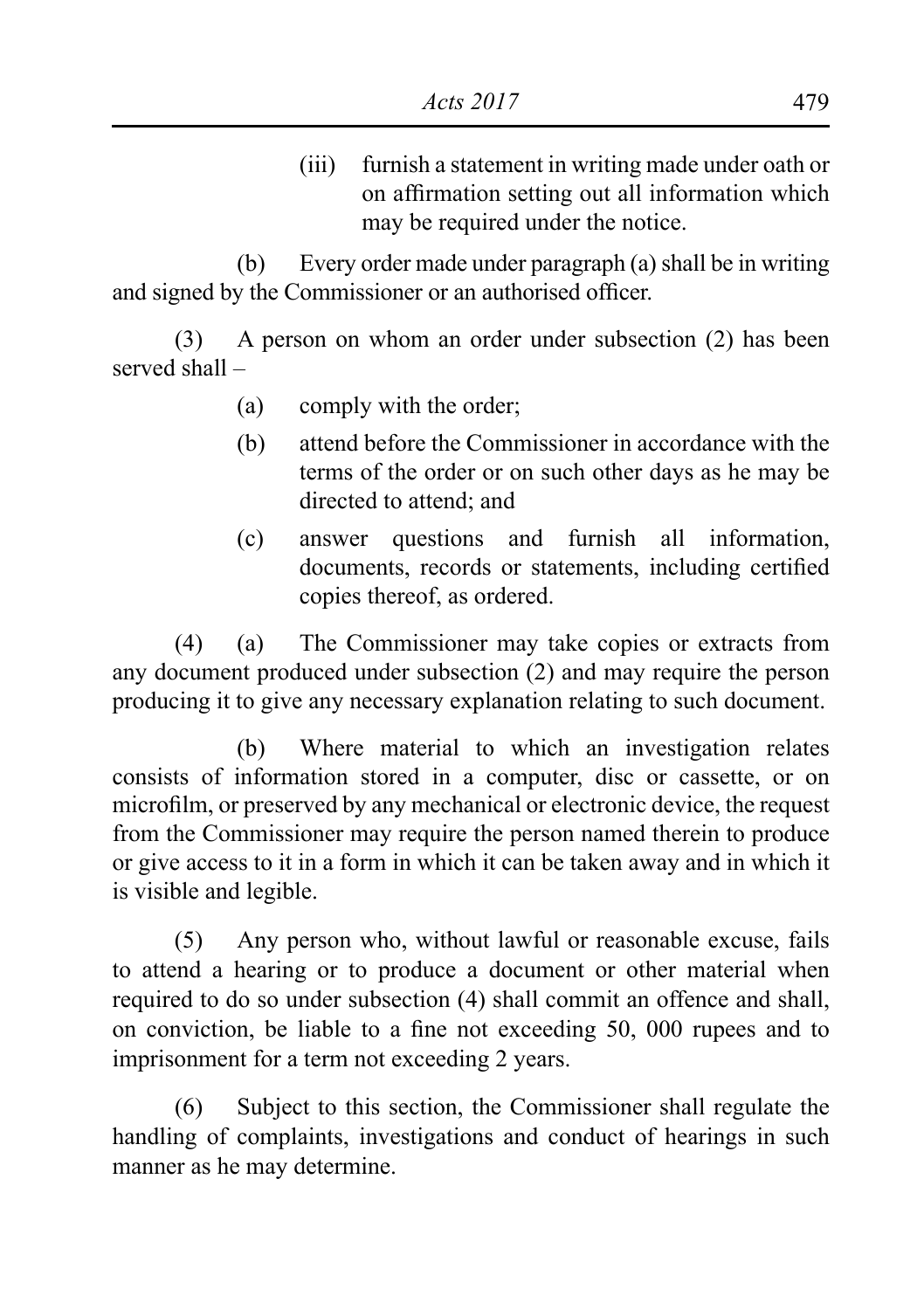(iii) furnish a statement in writing made under oath or on affirmation setting out all information which may be required under the notice.

(b) Every order made under paragraph (a) shall be in writing and signed by the Commissioner or an authorised officer.

(3) A person on whom an order under subsection (2) has been served shall –

(a) comply with the order;

(b) attend before the Commissioner in accordance with the terms of the order or on such other days as he may be directed to attend; and

(c) answer questions and furnish all information, documents, records or statements, including certified copies thereof, as ordered.

(4) (a) The Commissioner may take copies or extracts from any document produced under subsection (2) and may require the person producing it to give any necessary explanation relating to such document.

(b) Where material to which an investigation relates consists of information stored in a computer, disc or cassette, or on microfilm, or preserved by any mechanical or electronic device, the request from the Commissioner may require the person named therein to produce or give access to it in a form in which it can be taken away and in which it is visible and legible.

(5) Any person who, without lawful or reasonable excuse, fails to attend a hearing or to produce a document or other material when required to do so under subsection (4) shall commit an offence and shall, on conviction, be liable to a fine not exceeding 50, 000 rupees and to imprisonment for a term not exceeding 2 years.

(6) Subject to this section, the Commissioner shall regulate the handling of complaints, investigations and conduct of hearings in such manner as he may determine.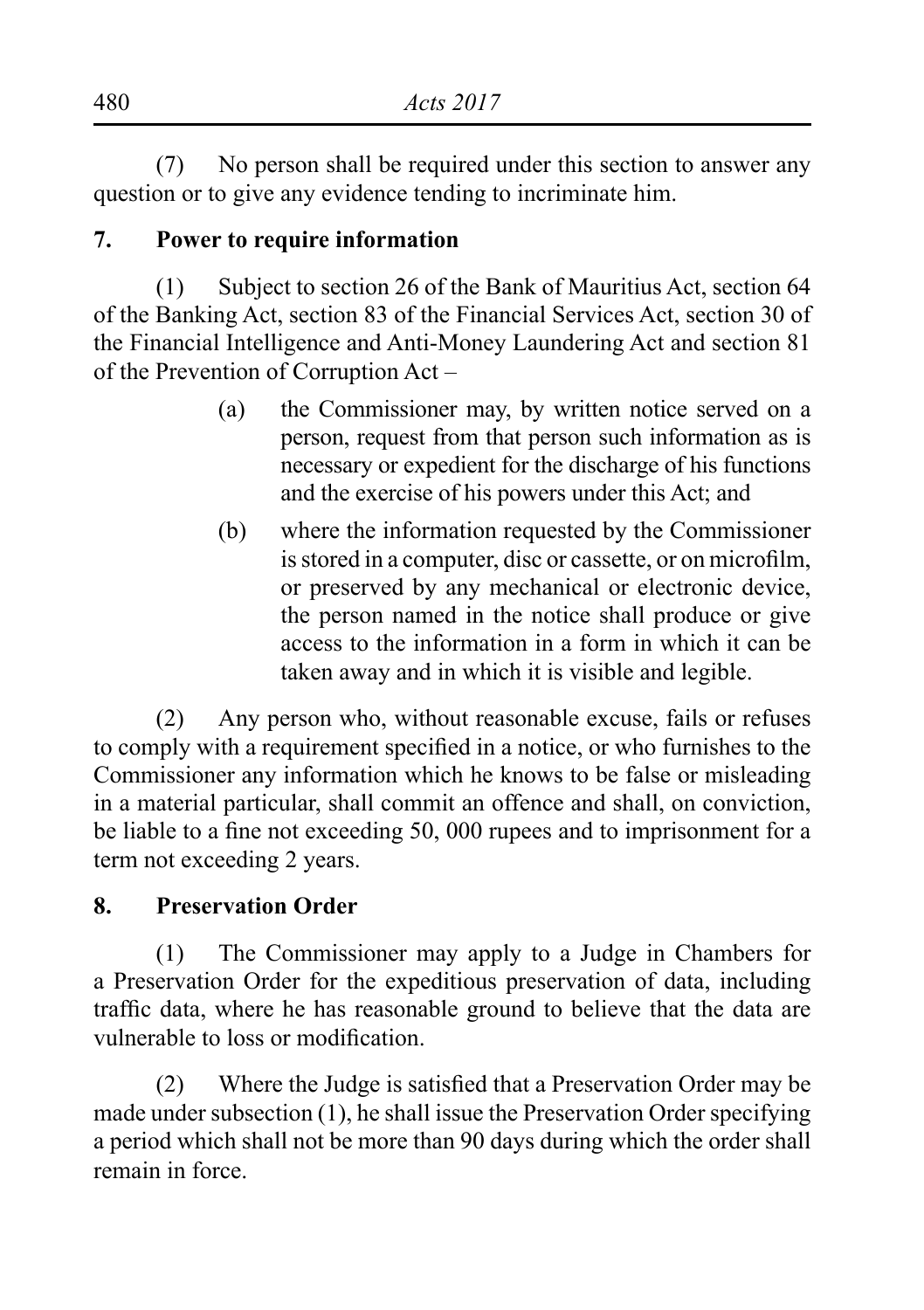(7) No person shall be required under this section to answer any question or to give any evidence tending to incriminate him.

**7. Power to require information**

(1) Subject to section 26 of the Bank of Mauritius Act, section 64 of the Banking Act, section 83 of the Financial Services Act, section 30 of the Financial Intelligence and Anti-Money Laundering Act and section 81 of the Prevention of Corruption Act –

(a) the Commissioner may, by written notice served on a person, request from that person such information as is necessary or expedient for the discharge of his functions and the exercise of his powers under this Act; and

(b) where the information requested by the Commissioner is stored in a computer, disc or cassette, or on microfilm, or preserved by any mechanical or electronic device, the person named in the notice shall produce or give access to the information in a form in which it can be taken away and in which it is visible and legible.

(2) Any person who, without reasonable excuse, fails or refuses to comply with a requirement specified in a notice, or who furnishes to the Commissioner any information which he knows to be false or misleading in a material particular, shall commit an offence and shall, on conviction, be liable to a fine not exceeding 50, 000 rupees and to imprisonment for a term not exceeding 2 years.

**8. Preservation Order**

(1) The Commissioner may apply to a Judge in Chambers for a Preservation Order for the expeditious preservation of data, including traffic data, where he has reasonable ground to believe that the data are vulnerable to loss or modification.

(2) Where the Judge is satisfied that a Preservation Order may be made under subsection (1), he shall issue the Preservation Order specifying a period which shall not be more than 90 days during which the order shall remain in force.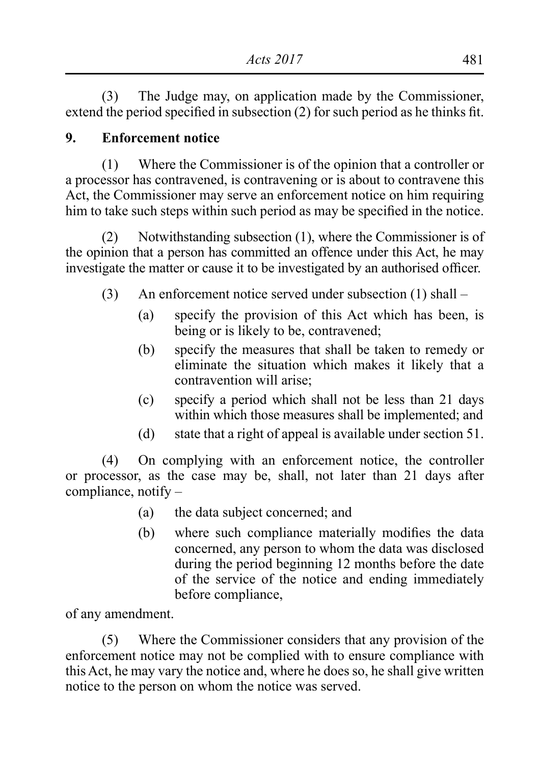(3) The Judge may, on application made by the Commissioner, extend the period specified in subsection (2) for such period as he thinks fit.

**9. Enforcement notice**

(1) Where the Commissioner is of the opinion that a controller or a processor has contravened, is contravening or is about to contravene this Act, the Commissioner may serve an enforcement notice on him requiring him to take such steps within such period as may be specified in the notice.

(2) Notwithstanding subsection (1), where the Commissioner is of the opinion that a person has committed an offence under this Act, he may investigate the matter or cause it to be investigated by an authorised officer.

(3) An enforcement notice served under subsection (1) shall –

- (a) specify the provision of this Act which has been, is being or is likely to be, contravened;
- (b) specify the measures that shall be taken to remedy or eliminate the situation which makes it likely that a contravention will arise;
- (c) specify a period which shall not be less than 21 days within which those measures shall be implemented; and
- (d) state that a right of appeal is available under section 51.

(4) On complying with an enforcement notice, the controller or processor, as the case may be, shall, not later than 21 days after compliance, notify –

- (a) the data subject concerned; and
- (b) where such compliance materially modifies the data concerned, any person to whom the data was disclosed during the period beginning 12 months before the date of the service of the notice and ending immediately before compliance,

of any amendment.

(5) Where the Commissioner considers that any provision of the enforcement notice may not be complied with to ensure compliance with this Act, he may vary the notice and, where he does so, he shall give written notice to the person on whom the notice was served.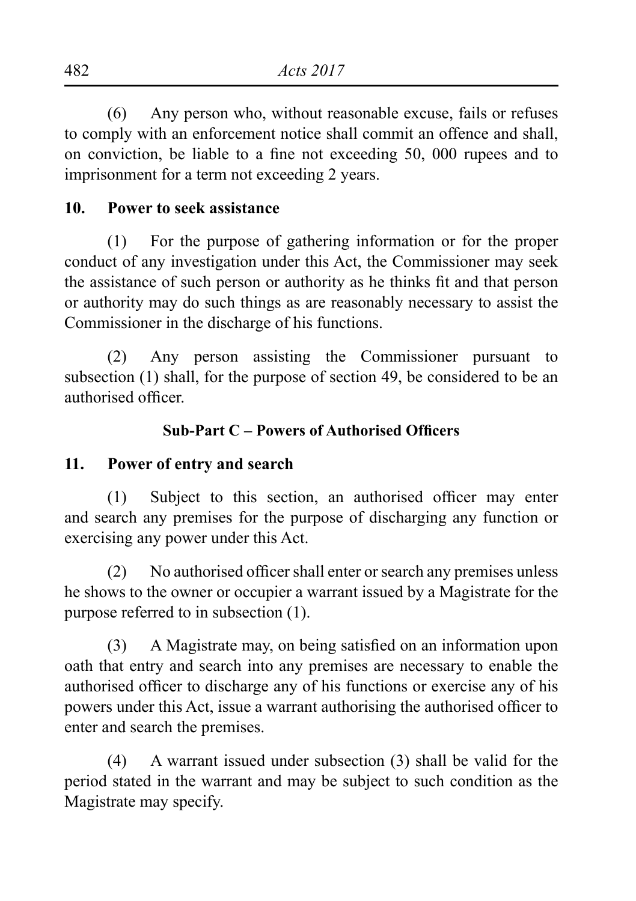(6) Any person who, without reasonable excuse, fails or refuses to comply with an enforcement notice shall commit an offence and shall, on conviction, be liable to a fine not exceeding 50, 000 rupees and to imprisonment for a term not exceeding 2 years.

**10. Power to seek assistance**

(1) For the purpose of gathering information or for the proper conduct of any investigation under this Act, the Commissioner may seek the assistance of such person or authority as he thinks fit and that person or authority may do such things as are reasonably necessary to assist the Commissioner in the discharge of his functions.

(2) Any person assisting the Commissioner pursuant to subsection (1) shall, for the purpose of section 49, be considered to be an authorised officer.

**Sub-Part C – Powers of Authorised Officers**

**11. Power of entry and search**

(1) Subject to this section, an authorised officer may enter and search any premises for the purpose of discharging any function or exercising any power under this Act.

(2) No authorised officer shall enter or search any premises unless he shows to the owner or occupier a warrant issued by a Magistrate for the purpose referred to in subsection (1).

(3) A Magistrate may, on being satisfied on an information upon oath that entry and search into any premises are necessary to enable the authorised officer to discharge any of his functions or exercise any of his powers under this Act, issue a warrant authorising the authorised officer to enter and search the premises.

(4) A warrant issued under subsection (3) shall be valid for the period stated in the warrant and may be subject to such condition as the Magistrate may specify.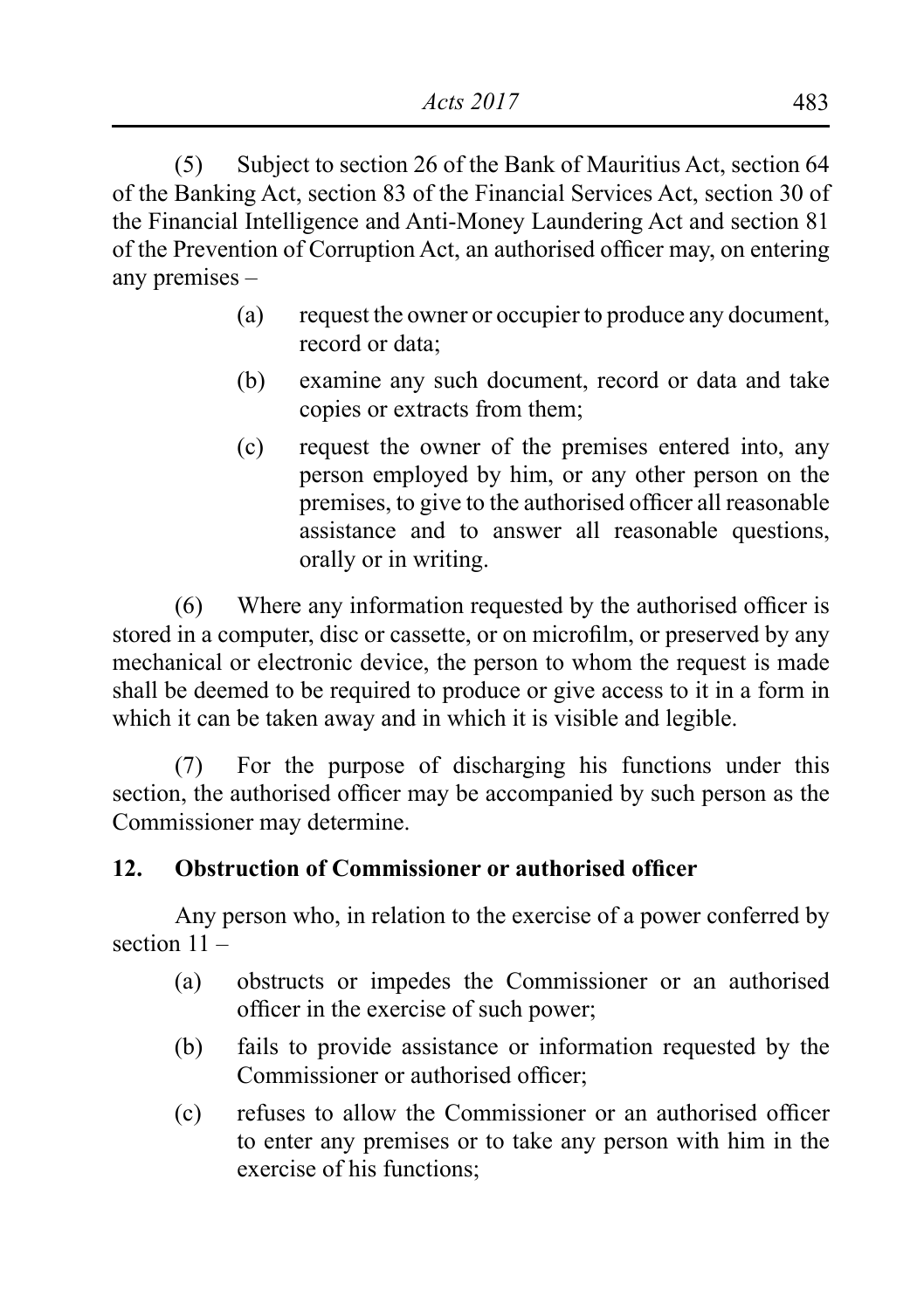(5) Subject to section 26 of the Bank of Mauritius Act, section 64 of the Banking Act, section 83 of the Financial Services Act, section 30 of the Financial Intelligence and Anti-Money Laundering Act and section 81 of the Prevention of Corruption Act, an authorised officer may, on entering any premises –

- (a) request the owner or occupier to produce any document, record or data;
- (b) examine any such document, record or data and take copies or extracts from them;
- (c) request the owner of the premises entered into, any person employed by him, or any other person on the premises, to give to the authorised officer all reasonable assistance and to answer all reasonable questions, orally or in writing.

(6) Where any information requested by the authorised officer is stored in a computer, disc or cassette, or on microfilm, or preserved by any mechanical or electronic device, the person to whom the request is made shall be deemed to be required to produce or give access to it in a form in which it can be taken away and in which it is visible and legible.

(7) For the purpose of discharging his functions under this section, the authorised officer may be accompanied by such person as the Commissioner may determine.

**12. Obstruction of Commissioner or authorised officer**

Any person who, in relation to the exercise of a power conferred by section 11 –

- (a) obstructs or impedes the Commissioner or an authorised officer in the exercise of such power;
- (b) fails to provide assistance or information requested by the Commissioner or authorised officer;
- (c) refuses to allow the Commissioner or an authorised officer to enter any premises or to take any person with him in the exercise of his functions;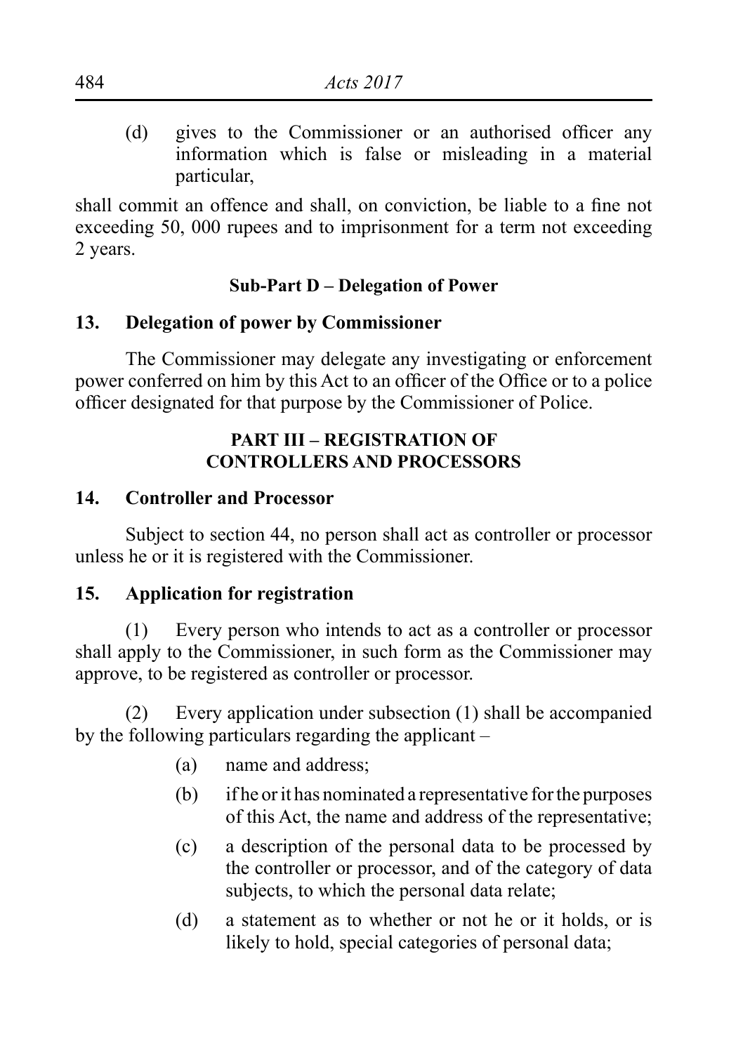(d) gives to the Commissioner or an authorised officer any information which is false or misleading in a material particular,

shall commit an offence and shall, on conviction, be liable to a fine not exceeding 50, 000 rupees and to imprisonment for a term not exceeding 2 years.

### Sub-Part D – Delegation of Power

**13. Delegation of power by Commissioner**

The Commissioner may delegate any investigating or enforcement power conferred on him by this Act to an officer of the Office or to a police officer designated for that purpose by the Commissioner of Police.

## PART III – REGISTRATION OF CONTROLLERS AND PROCESSORS

**14. Controller and Processor**

Subject to section 44, no person shall act as controller or processor unless he or it is registered with the Commissioner.

**15. Application for registration**

(1) Every person who intends to act as a controller or processor shall apply to the Commissioner, in such form as the Commissioner may approve, to be registered as controller or processor.

(2) Every application under subsection (1) shall be accompanied by the following particulars regarding the applicant –

- (a) name and address;
- (b) if he or it has nominated a representative for the purposes of this Act, the name and address of the representative;
- (c) a description of the personal data to be processed by the controller or processor, and of the category of data subjects, to which the personal data relate;
- (d) a statement as to whether or not he or it holds, or is likely to hold, special categories of personal data;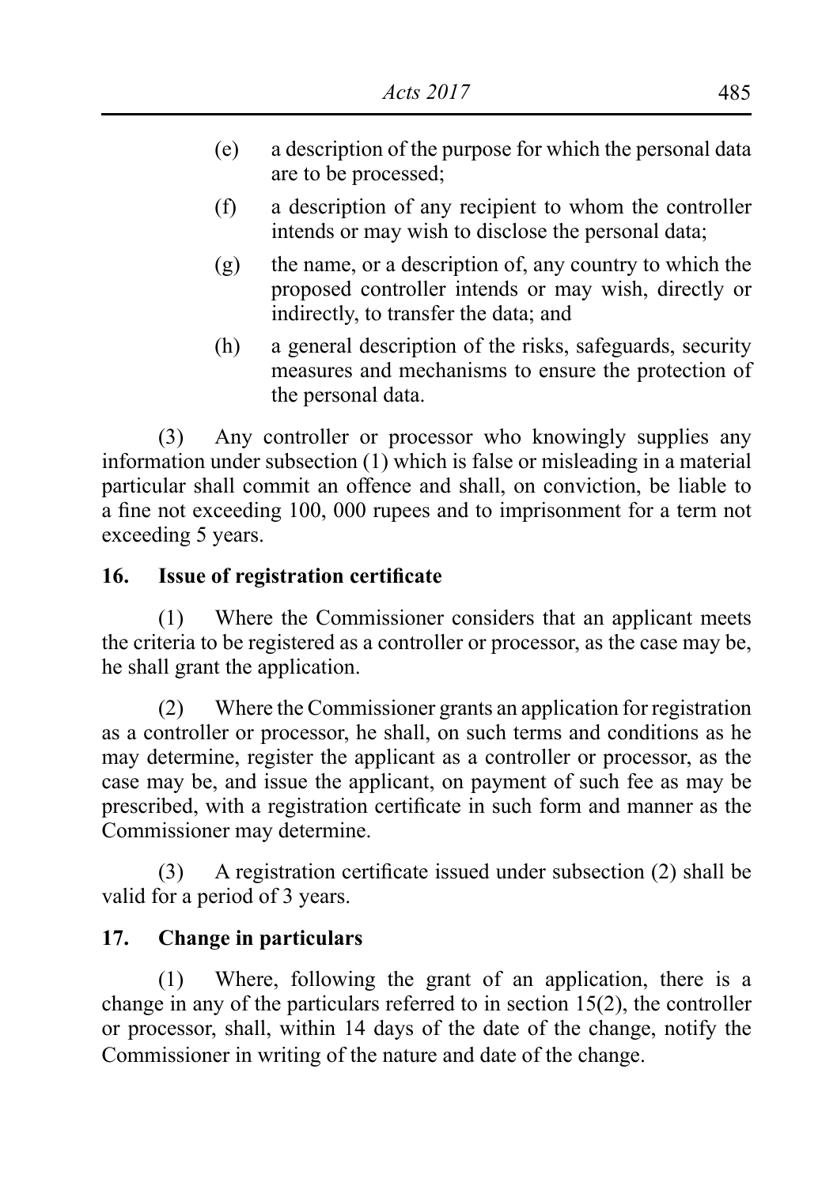(e) a description of the purpose for which the personal data are to be processed;

(f) a description of any recipient to whom the controller intends or may wish to disclose the personal data;

(g) the name, or a description of, any country to which the proposed controller intends or may wish, directly or indirectly, to transfer the data; and

(h) a general description of the risks, safeguards, security measures and mechanisms to ensure the protection of the personal data.

(3) Any controller or processor who knowingly supplies any information under subsection (1) which is false or misleading in a material particular shall commit an offence and shall, on conviction, be liable to a fine not exceeding 100, 000 rupees and to imprisonment for a term not exceeding 5 years.

**16. Issue of registration certificate**

(1) Where the Commissioner considers that an applicant meets the criteria to be registered as a controller or processor, as the case may be, he shall grant the application.

(2) Where the Commissioner grants an application for registration as a controller or processor, he shall, on such terms and conditions as he may determine, register the applicant as a controller or processor, as the case may be, and issue the applicant, on payment of such fee as may be prescribed, with a registration certificate in such form and manner as the Commissioner may determine.

(3) A registration certificate issued under subsection (2) shall be valid for a period of 3 years.

**17. Change in particulars**

(1) Where, following the grant of an application, there is a change in any of the particulars referred to in section 15(2), the controller or processor, shall, within 14 days of the date of the change, notify the Commissioner in writing of the nature and date of the change.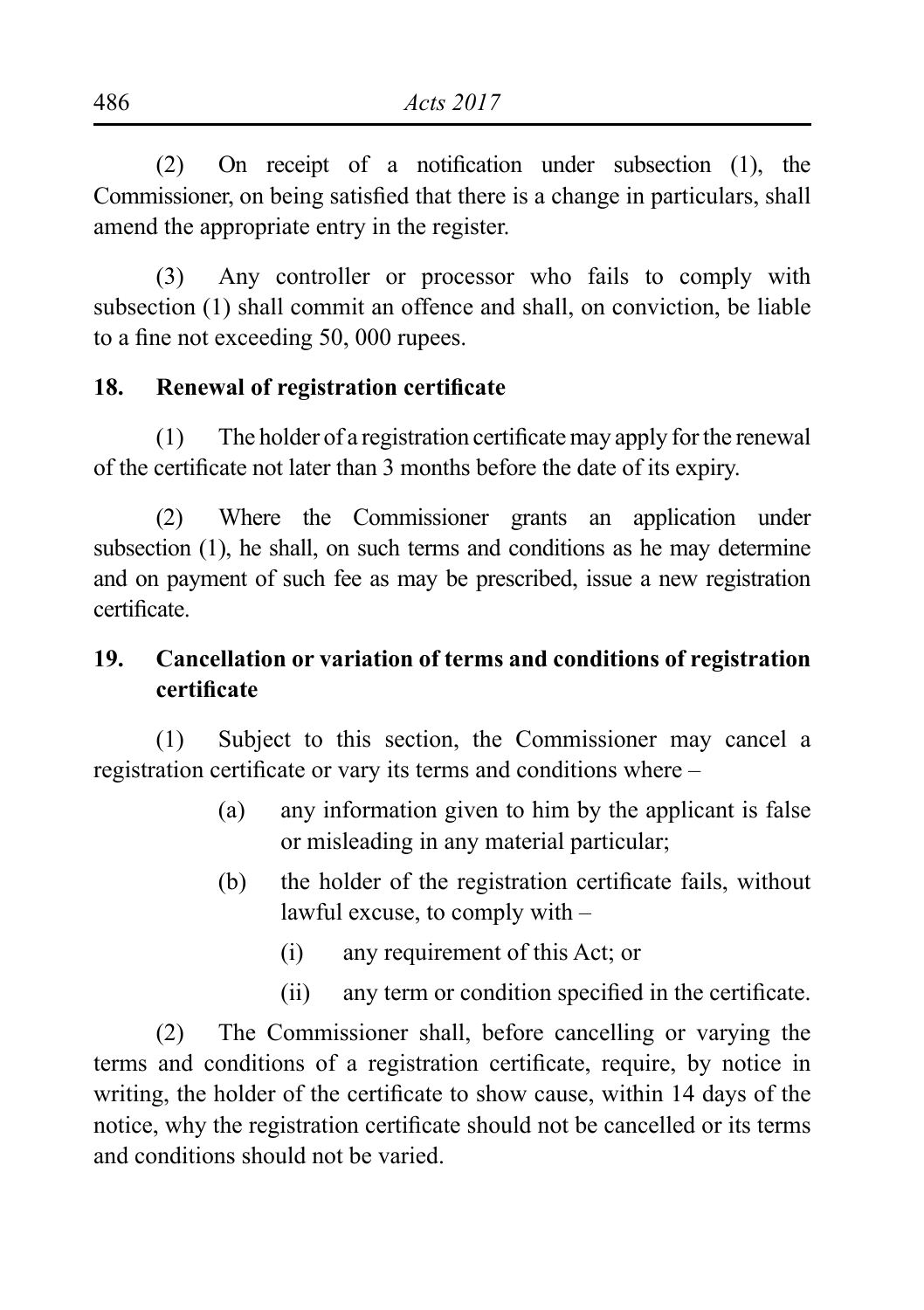(2) On receipt of a notification under subsection (1), the Commissioner, on being satisfied that there is a change in particulars, shall amend the appropriate entry in the register.

(3) Any controller or processor who fails to comply with subsection (1) shall commit an offence and shall, on conviction, be liable to a fine not exceeding 50, 000 rupees.

**18. Renewal of registration certificate**

(1) The holder of a registration certificate may apply for the renewal of the certificate not later than 3 months before the date of its expiry.

(2) Where the Commissioner grants an application under subsection (1), he shall, on such terms and conditions as he may determine and on payment of such fee as may be prescribed, issue a new registration certificate.

**19. Cancellation or variation of terms and conditions of registration certificate**

(1) Subject to this section, the Commissioner may cancel a registration certificate or vary its terms and conditions where –

- (a) any information given to him by the applicant is false or misleading in any material particular;
- (b) the holder of the registration certificate fails, without lawful excuse, to comply with –
  - (i) any requirement of this Act; or
  - (ii) any term or condition specified in the certificate.

(2) The Commissioner shall, before cancelling or varying the terms and conditions of a registration certificate, require, by notice in writing, the holder of the certificate to show cause, within 14 days of the notice, why the registration certificate should not be cancelled or its terms and conditions should not be varied.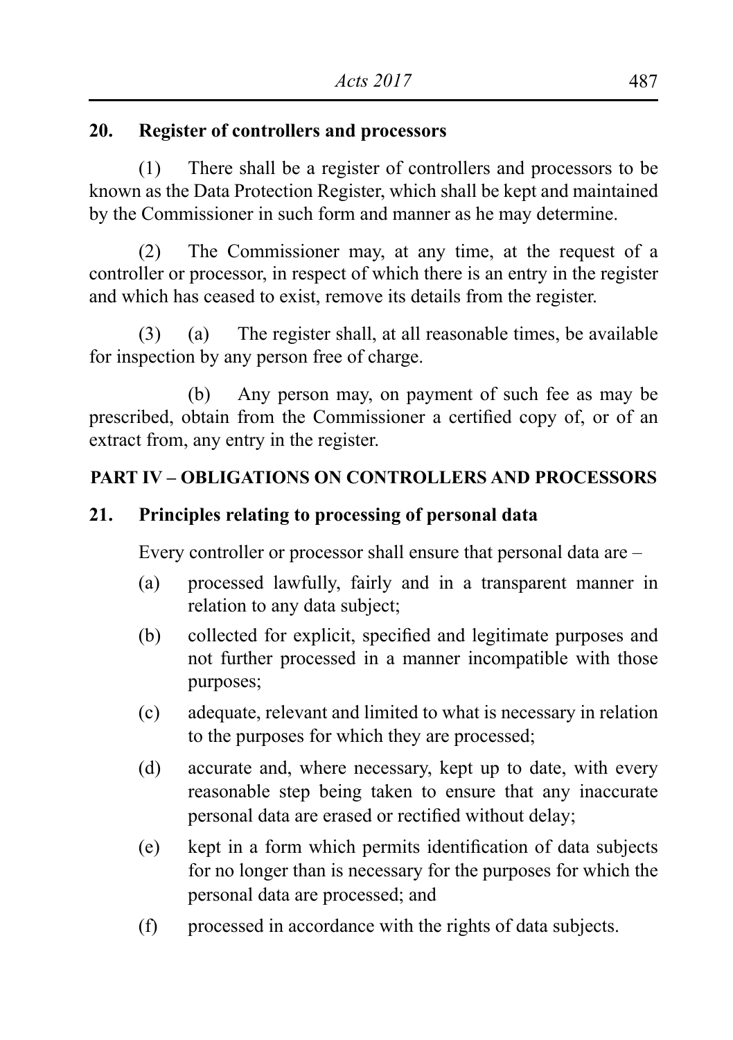**20. Register of controllers and processors**

(1) There shall be a register of controllers and processors to be known as the Data Protection Register, which shall be kept and maintained by the Commissioner in such form and manner as he may determine.

(2) The Commissioner may, at any time, at the request of a controller or processor, in respect of which there is an entry in the register and which has ceased to exist, remove its details from the register.

(3) (a) The register shall, at all reasonable times, be available for inspection by any person free of charge.

(b) Any person may, on payment of such fee as may be prescribed, obtain from the Commissioner a certified copy of, or of an extract from, any entry in the register.

## PART IV – OBLIGATIONS ON CONTROLLERS AND PROCESSORS

**21. Principles relating to processing of personal data**

Every controller or processor shall ensure that personal data are –

(a) processed lawfully, fairly and in a transparent manner in relation to any data subject;

(b) collected for explicit, specified and legitimate purposes and not further processed in a manner incompatible with those purposes;

(c) adequate, relevant and limited to what is necessary in relation to the purposes for which they are processed;

(d) accurate and, where necessary, kept up to date, with every reasonable step being taken to ensure that any inaccurate personal data are erased or rectified without delay;

(e) kept in a form which permits identification of data subjects for no longer than is necessary for the purposes for which the personal data are processed; and

(f) processed in accordance with the rights of data subjects.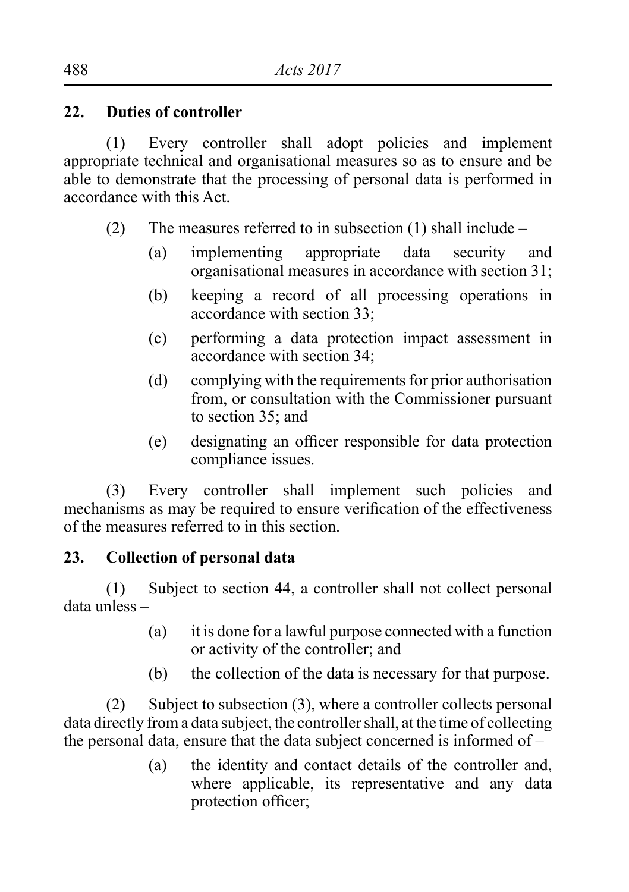### 22. Duties of controller

(1) Every controller shall adopt policies and implement appropriate technical and organisational measures so as to ensure and be able to demonstrate that the processing of personal data is performed in accordance with this Act.

(2) The measures referred to in subsection (1) shall include –

- (a) implementing appropriate data security and organisational measures in accordance with section 31;
- (b) keeping a record of all processing operations in accordance with section 33;
- (c) performing a data protection impact assessment in accordance with section 34;
- (d) complying with the requirements for prior authorisation from, or consultation with the Commissioner pursuant to section 35; and
- (e) designating an officer responsible for data protection compliance issues.

(3) Every controller shall implement such policies and mechanisms as may be required to ensure verification of the effectiveness of the measures referred to in this section.

### 23. Collection of personal data

(1) Subject to section 44, a controller shall not collect personal data unless –

- (a) it is done for a lawful purpose connected with a function or activity of the controller; and
- (b) the collection of the data is necessary for that purpose.

(2) Subject to subsection (3), where a controller collects personal data directly from a data subject, the controller shall, at the time of collecting the personal data, ensure that the data subject concerned is informed of –

- (a) the identity and contact details of the controller and, where applicable, its representative and any data protection officer;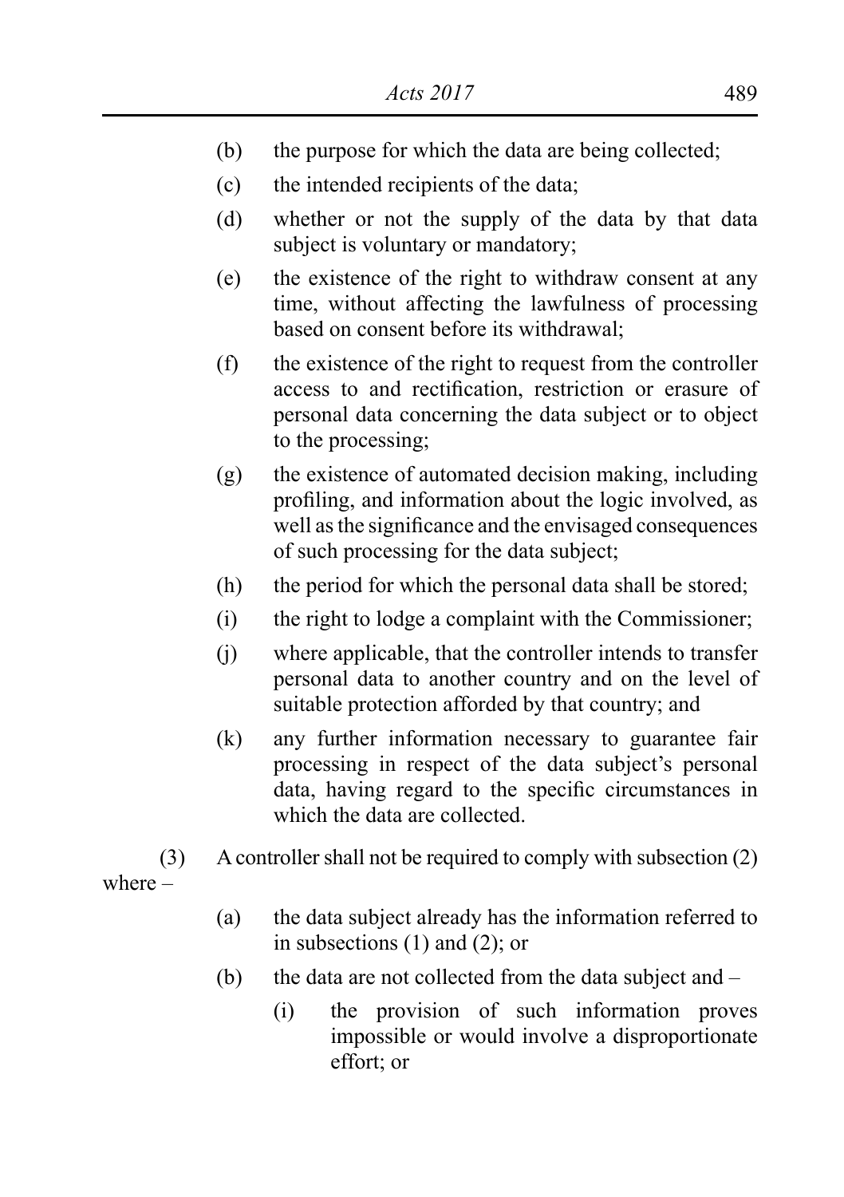(b) the purpose for which the data are being collected;

(c) the intended recipients of the data;

(d) whether or not the supply of the data by that data subject is voluntary or mandatory;

(e) the existence of the right to withdraw consent at any time, without affecting the lawfulness of processing based on consent before its withdrawal;

(f) the existence of the right to request from the controller access to and rectification, restriction or erasure of personal data concerning the data subject or to object to the processing;

(g) the existence of automated decision making, including profiling, and information about the logic involved, as well as the significance and the envisaged consequences of such processing for the data subject;

(h) the period for which the personal data shall be stored;

(i) the right to lodge a complaint with the Commissioner;

(j) where applicable, that the controller intends to transfer personal data to another country and on the level of suitable protection afforded by that country; and

(k) any further information necessary to guarantee fair processing in respect of the data subject's personal data, having regard to the specific circumstances in which the data are collected.

(3) A controller shall not be required to comply with subsection (2) where –

(a) the data subject already has the information referred to in subsections (1) and (2); or

(b) the data are not collected from the data subject and –

(i) the provision of such information proves impossible or would involve a disproportionate effort; or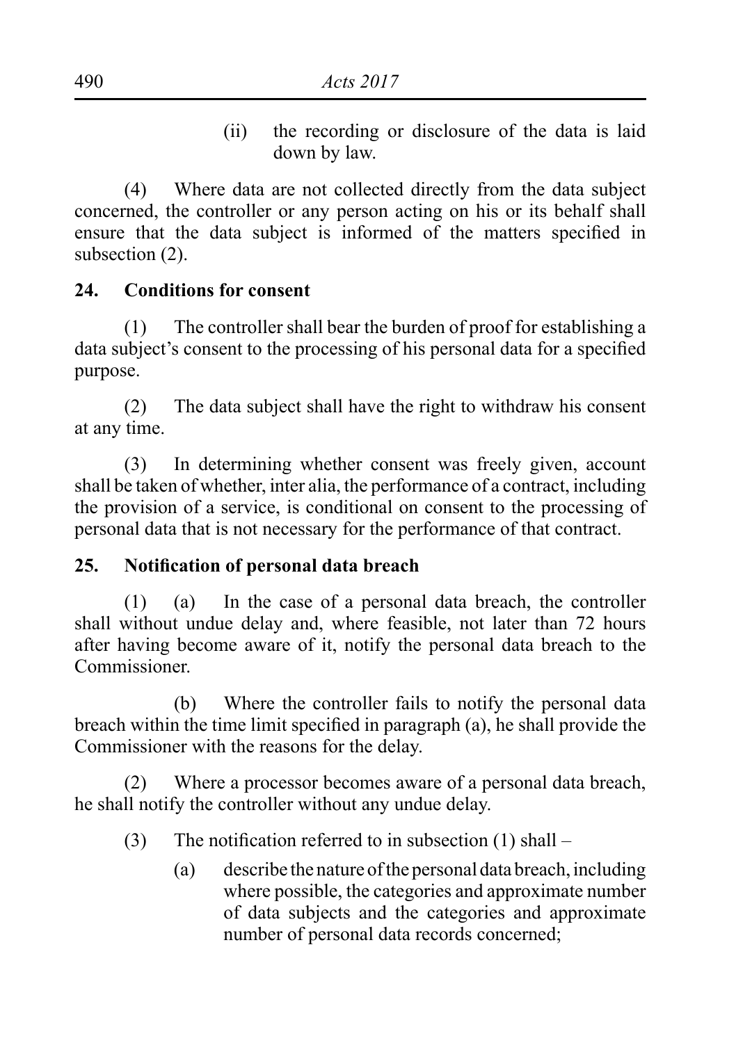(ii) the recording or disclosure of the data is laid down by law.

(4) Where data are not collected directly from the data subject concerned, the controller or any person acting on his or its behalf shall ensure that the data subject is informed of the matters specified in subsection (2).

**24. Conditions for consent**

(1) The controller shall bear the burden of proof for establishing a data subject's consent to the processing of his personal data for a specified purpose.

(2) The data subject shall have the right to withdraw his consent at any time.

(3) In determining whether consent was freely given, account shall be taken of whether, inter alia, the performance of a contract, including the provision of a service, is conditional on consent to the processing of personal data that is not necessary for the performance of that contract.

**25. Notification of personal data breach**

(1) (a) In the case of a personal data breach, the controller shall without undue delay and, where feasible, not later than 72 hours after having become aware of it, notify the personal data breach to the Commissioner.

(b) Where the controller fails to notify the personal data breach within the time limit specified in paragraph (a), he shall provide the Commissioner with the reasons for the delay.

(2) Where a processor becomes aware of a personal data breach, he shall notify the controller without any undue delay.

(3) The notification referred to in subsection (1) shall –

(a) describe the nature of the personal data breach, including where possible, the categories and approximate number of data subjects and the categories and approximate number of personal data records concerned;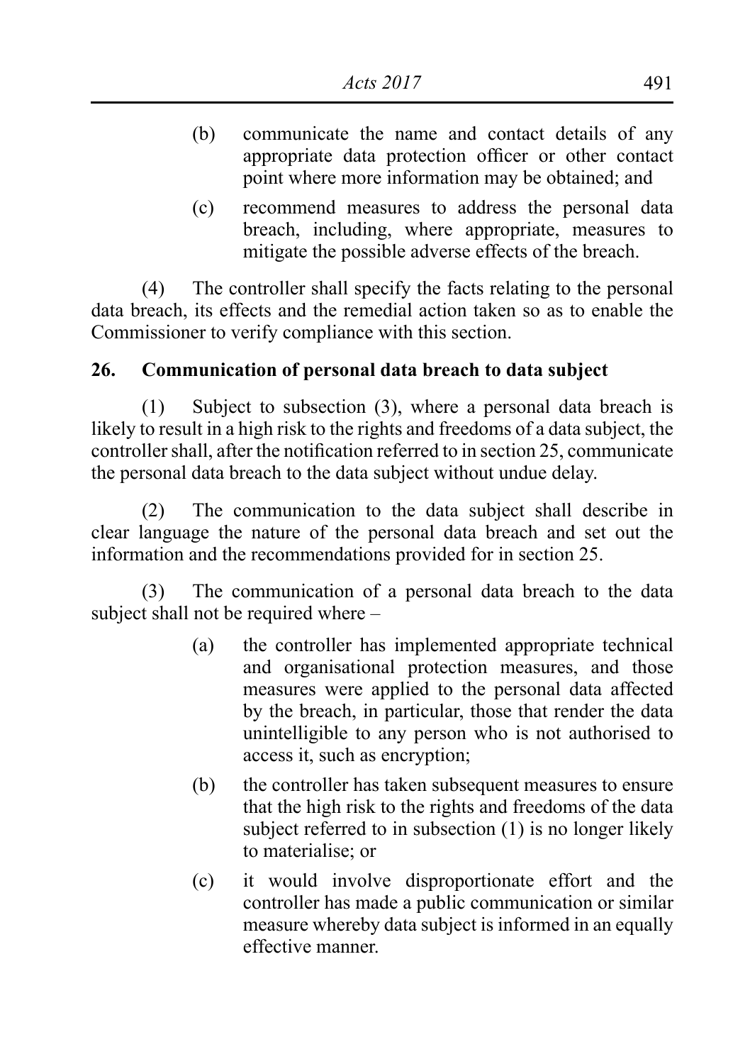(b) communicate the name and contact details of any appropriate data protection officer or other contact point where more information may be obtained; and

(c) recommend measures to address the personal data breach, including, where appropriate, measures to mitigate the possible adverse effects of the breach.

(4) The controller shall specify the facts relating to the personal data breach, its effects and the remedial action taken so as to enable the Commissioner to verify compliance with this section.

### 26. Communication of personal data breach to data subject

(1) Subject to subsection (3), where a personal data breach is likely to result in a high risk to the rights and freedoms of a data subject, the controller shall, after the notification referred to in section 25, communicate the personal data breach to the data subject without undue delay.

(2) The communication to the data subject shall describe in clear language the nature of the personal data breach and set out the information and the recommendations provided for in section 25.

(3) The communication of a personal data breach to the data subject shall not be required where –

(a) the controller has implemented appropriate technical and organisational protection measures, and those measures were applied to the personal data affected by the breach, in particular, those that render the data unintelligible to any person who is not authorised to access it, such as encryption;

(b) the controller has taken subsequent measures to ensure that the high risk to the rights and freedoms of the data subject referred to in subsection (1) is no longer likely to materialise; or

(c) it would involve disproportionate effort and the controller has made a public communication or similar measure whereby data subject is informed in an equally effective manner.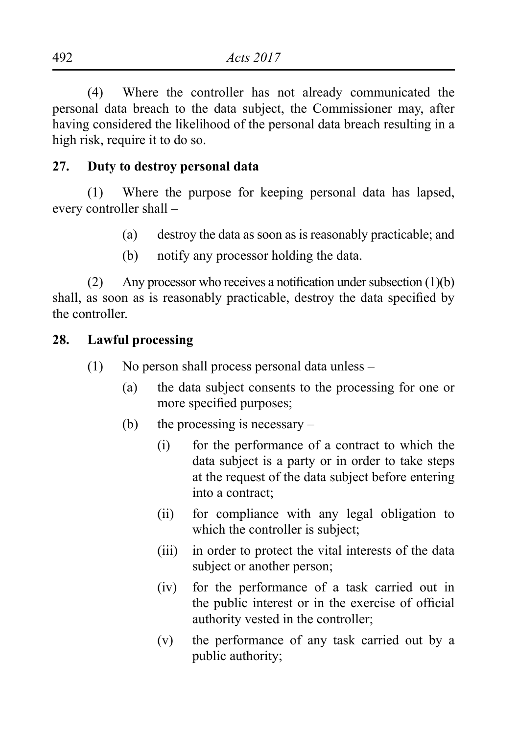(4) Where the controller has not already communicated the personal data breach to the data subject, the Commissioner may, after having considered the likelihood of the personal data breach resulting in a high risk, require it to do so.

**27. Duty to destroy personal data**

(1) Where the purpose for keeping personal data has lapsed, every controller shall –

- (a) destroy the data as soon as is reasonably practicable; and
- (b) notify any processor holding the data.

(2) Any processor who receives a notification under subsection (1)(b) shall, as soon as is reasonably practicable, destroy the data specified by the controller.

**28. Lawful processing**

(1) No person shall process personal data unless –

- (a) the data subject consents to the processing for one or more specified purposes;
- (b) the processing is necessary –
  - (i) for the performance of a contract to which the data subject is a party or in order to take steps at the request of the data subject before entering into a contract;
  - (ii) for compliance with any legal obligation to which the controller is subject;
  - (iii) in order to protect the vital interests of the data subject or another person;
  - (iv) for the performance of a task carried out in the public interest or in the exercise of official authority vested in the controller;
  - (v) the performance of any task carried out by a public authority;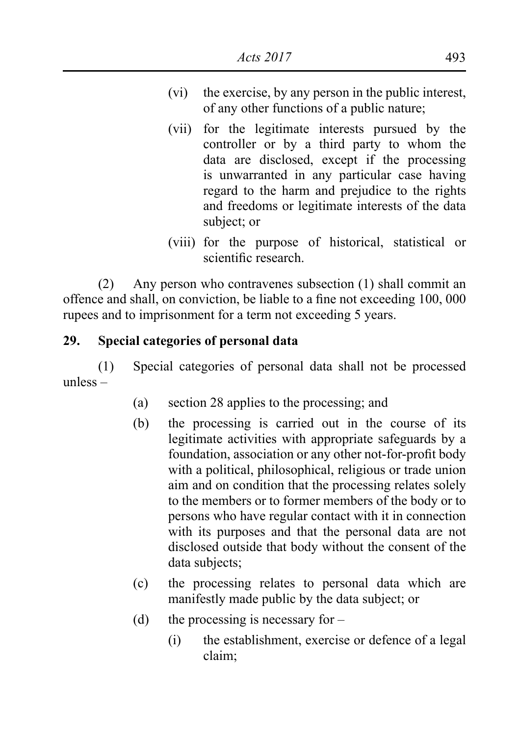(vi) the exercise, by any person in the public interest, of any other functions of a public nature;

(vii) for the legitimate interests pursued by the controller or by a third party to whom the data are disclosed, except if the processing is unwarranted in any particular case having regard to the harm and prejudice to the rights and freedoms or legitimate interests of the data subject; or

(viii) for the purpose of historical, statistical or scientific research.

(2) Any person who contravenes subsection (1) shall commit an offence and shall, on conviction, be liable to a fine not exceeding 100, 000 rupees and to imprisonment for a term not exceeding 5 years.

**29. Special categories of personal data**

(1) Special categories of personal data shall not be processed unless –

(a) section 28 applies to the processing; and

(b) the processing is carried out in the course of its legitimate activities with appropriate safeguards by a foundation, association or any other not-for-profit body with a political, philosophical, religious or trade union aim and on condition that the processing relates solely to the members or to former members of the body or to persons who have regular contact with it in connection with its purposes and that the personal data are not disclosed outside that body without the consent of the data subjects;

(c) the processing relates to personal data which are manifestly made public by the data subject; or

(d) the processing is necessary for –

(i) the establishment, exercise or defence of a legal claim;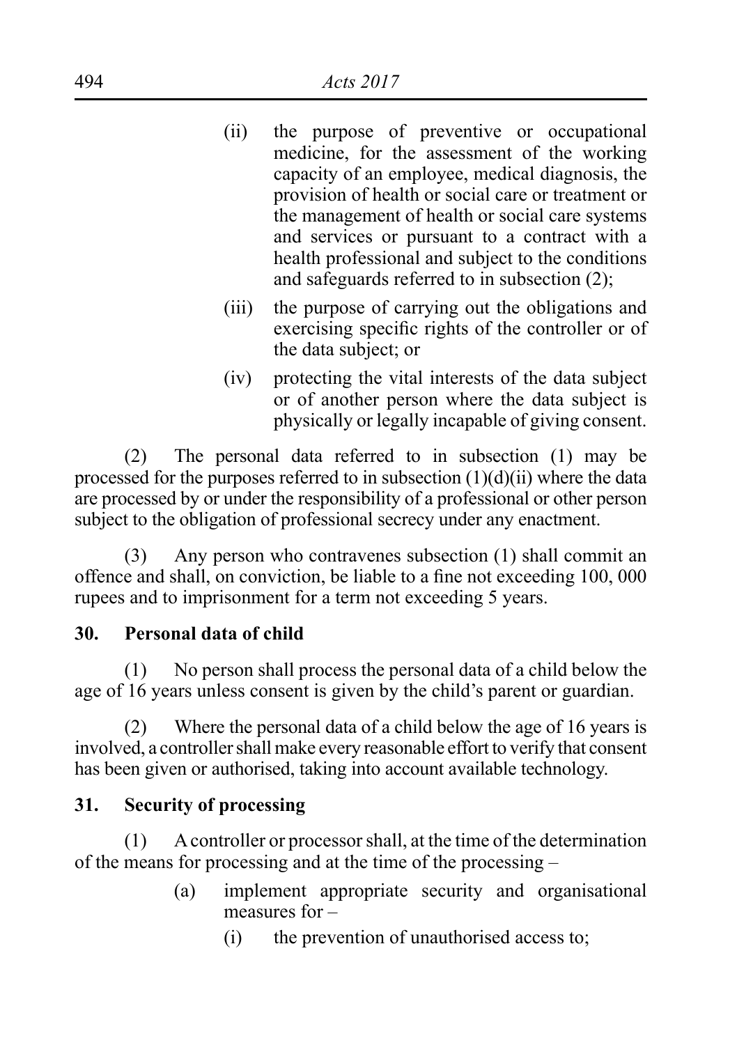(ii) the purpose of preventive or occupational medicine, for the assessment of the working capacity of an employee, medical diagnosis, the provision of health or social care or treatment or the management of health or social care systems and services or pursuant to a contract with a health professional and subject to the conditions and safeguards referred to in subsection (2);

(iii) the purpose of carrying out the obligations and exercising specific rights of the controller or of the data subject; or

(iv) protecting the vital interests of the data subject or of another person where the data subject is physically or legally incapable of giving consent.

(2) The personal data referred to in subsection (1) may be processed for the purposes referred to in subsection (1)(d)(ii) where the data are processed by or under the responsibility of a professional or other person subject to the obligation of professional secrecy under any enactment.

(3) Any person who contravenes subsection (1) shall commit an offence and shall, on conviction, be liable to a fine not exceeding 100, 000 rupees and to imprisonment for a term not exceeding 5 years.

### 30. Personal data of child

(1) No person shall process the personal data of a child below the age of 16 years unless consent is given by the child's parent or guardian.

(2) Where the personal data of a child below the age of 16 years is involved, a controller shall make every reasonable effort to verify that consent has been given or authorised, taking into account available technology.

### 31. Security of processing

(1) A controller or processor shall, at the time of the determination of the means for processing and at the time of the processing –

(a) implement appropriate security and organisational measures for –

(i) the prevention of unauthorised access to;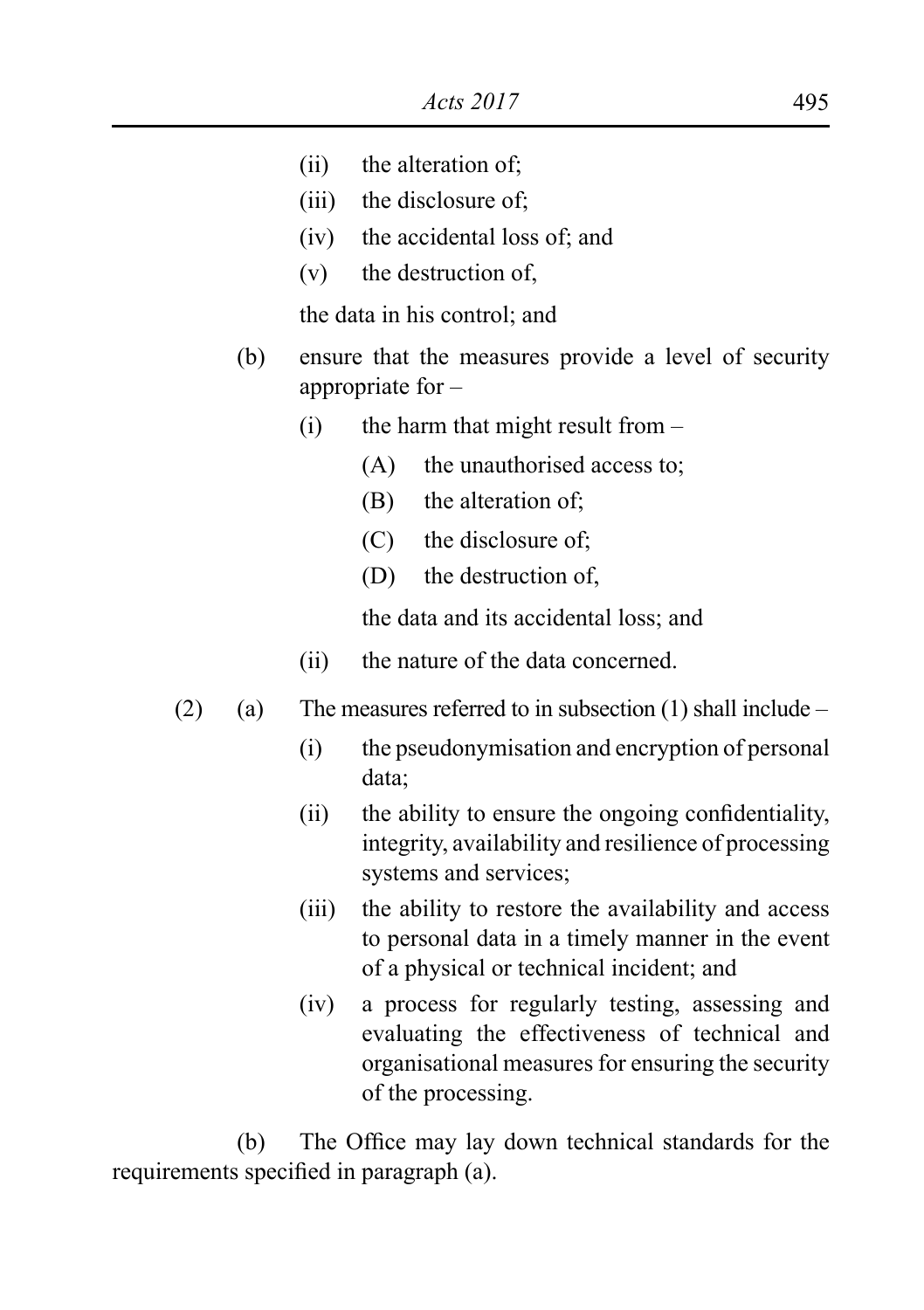(ii) the alteration of;

(iii) the disclosure of;

(iv) the accidental loss of; and

(v) the destruction of,

the data in his control; and

(b) ensure that the measures provide a level of security appropriate for –

(i) the harm that might result from –

(A) the unauthorised access to;

(B) the alteration of;

(C) the disclosure of;

(D) the destruction of,

the data and its accidental loss; and

(ii) the nature of the data concerned.

(2) (a) The measures referred to in subsection (1) shall include –

(i) the pseudonymisation and encryption of personal data;

(ii) the ability to ensure the ongoing confidentiality, integrity, availability and resilience of processing systems and services;

(iii) the ability to restore the availability and access to personal data in a timely manner in the event of a physical or technical incident; and

(iv) a process for regularly testing, assessing and evaluating the effectiveness of technical and organisational measures for ensuring the security of the processing.

(b) The Office may lay down technical standards for the requirements specified in paragraph (a).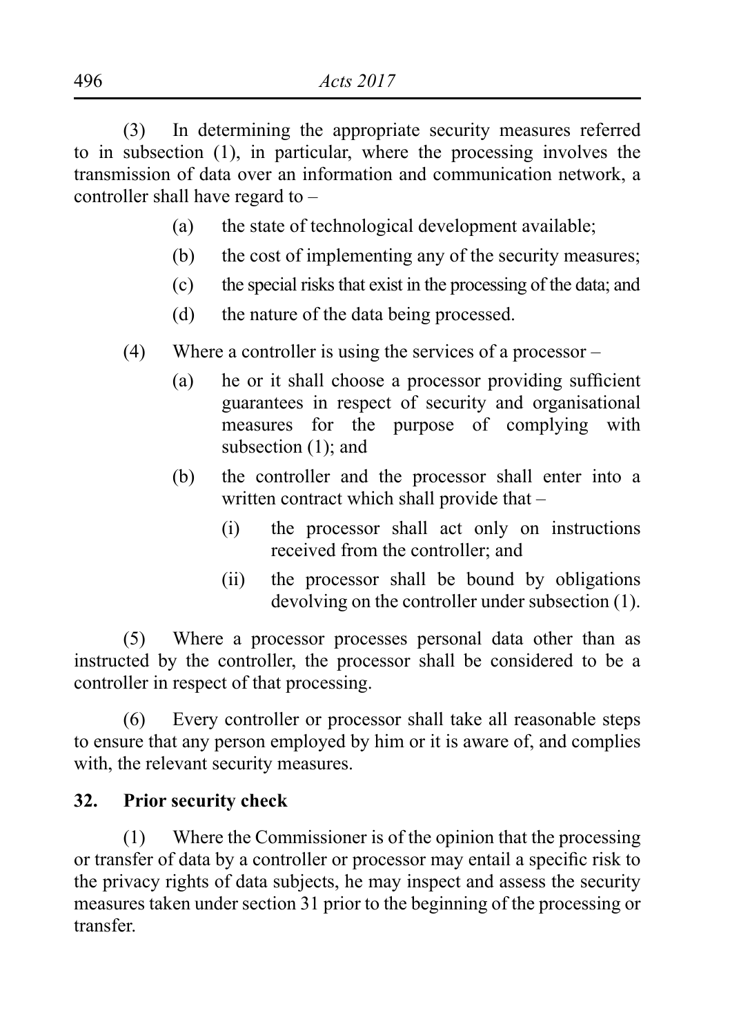(3) In determining the appropriate security measures referred to in subsection (1), in particular, where the processing involves the transmission of data over an information and communication network, a controller shall have regard to –

(a) the state of technological development available;

(b) the cost of implementing any of the security measures;

(c) the special risks that exist in the processing of the data; and

(d) the nature of the data being processed.

(4) Where a controller is using the services of a processor –

(a) he or it shall choose a processor providing sufficient guarantees in respect of security and organisational measures for the purpose of complying with subsection (1); and

(b) the controller and the processor shall enter into a written contract which shall provide that –

(i) the processor shall act only on instructions received from the controller; and

(ii) the processor shall be bound by obligations devolving on the controller under subsection (1).

(5) Where a processor processes personal data other than as instructed by the controller, the processor shall be considered to be a controller in respect of that processing.

(6) Every controller or processor shall take all reasonable steps to ensure that any person employed by him or it is aware of, and complies with, the relevant security measures.

**32. Prior security check**

(1) Where the Commissioner is of the opinion that the processing or transfer of data by a controller or processor may entail a specific risk to the privacy rights of data subjects, he may inspect and assess the security measures taken under section 31 prior to the beginning of the processing or transfer.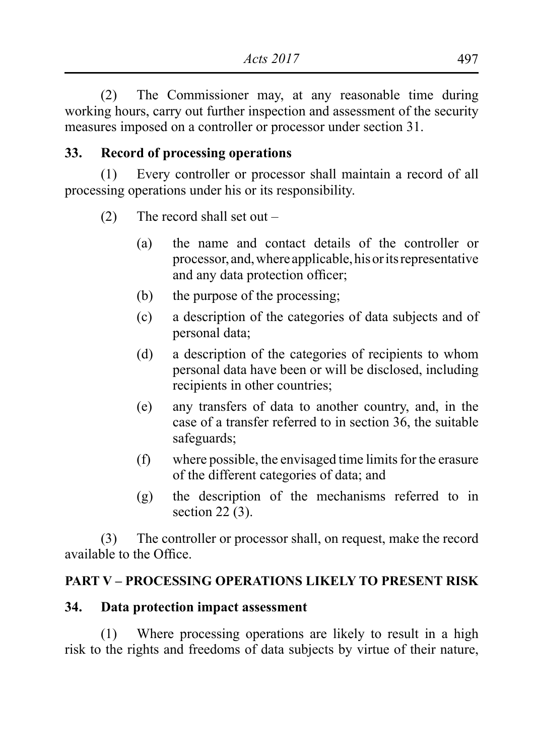(2) The Commissioner may, at any reasonable time during working hours, carry out further inspection and assessment of the security measures imposed on a controller or processor under section 31.

### 33. Record of processing operations

(1) Every controller or processor shall maintain a record of all processing operations under his or its responsibility.

(2) The record shall set out –

(a) the name and contact details of the controller or processor, and, where applicable, his or its representative and any data protection officer;

(b) the purpose of the processing;

(c) a description of the categories of data subjects and of personal data;

(d) a description of the categories of recipients to whom personal data have been or will be disclosed, including recipients in other countries;

(e) any transfers of data to another country, and, in the case of a transfer referred to in section 36, the suitable safeguards;

(f) where possible, the envisaged time limits for the erasure of the different categories of data; and

(g) the description of the mechanisms referred to in section 22 (3).

(3) The controller or processor shall, on request, make the record available to the Office.

## PART V – PROCESSING OPERATIONS LIKELY TO PRESENT RISK

### 34. Data protection impact assessment

(1) Where processing operations are likely to result in a high risk to the rights and freedoms of data subjects by virtue of their nature,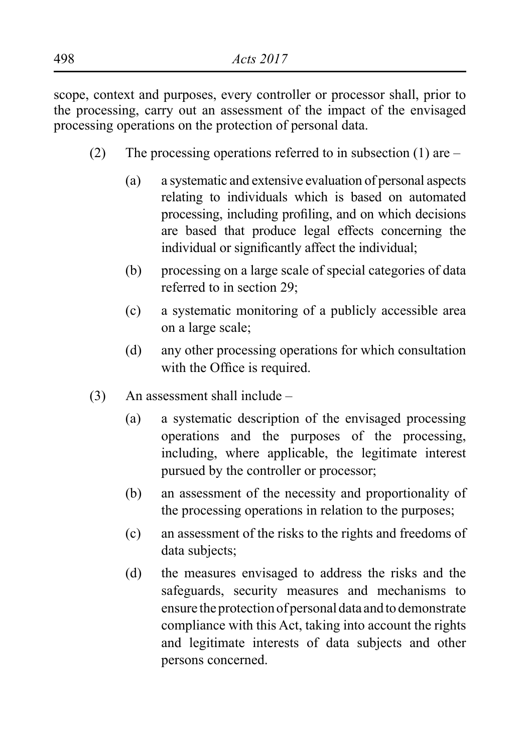scope, context and purposes, every controller or processor shall, prior to the processing, carry out an assessment of the impact of the envisaged processing operations on the protection of personal data.

(2) The processing operations referred to in subsection (1) are –

(a) a systematic and extensive evaluation of personal aspects relating to individuals which is based on automated processing, including profiling, and on which decisions are based that produce legal effects concerning the individual or significantly affect the individual;

(b) processing on a large scale of special categories of data referred to in section 29;

(c) a systematic monitoring of a publicly accessible area on a large scale;

(d) any other processing operations for which consultation with the Office is required.

(3) An assessment shall include –

(a) a systematic description of the envisaged processing operations and the purposes of the processing, including, where applicable, the legitimate interest pursued by the controller or processor;

(b) an assessment of the necessity and proportionality of the processing operations in relation to the purposes;

(c) an assessment of the risks to the rights and freedoms of data subjects;

(d) the measures envisaged to address the risks and the safeguards, security measures and mechanisms to ensure the protection of personal data and to demonstrate compliance with this Act, taking into account the rights and legitimate interests of data subjects and other persons concerned.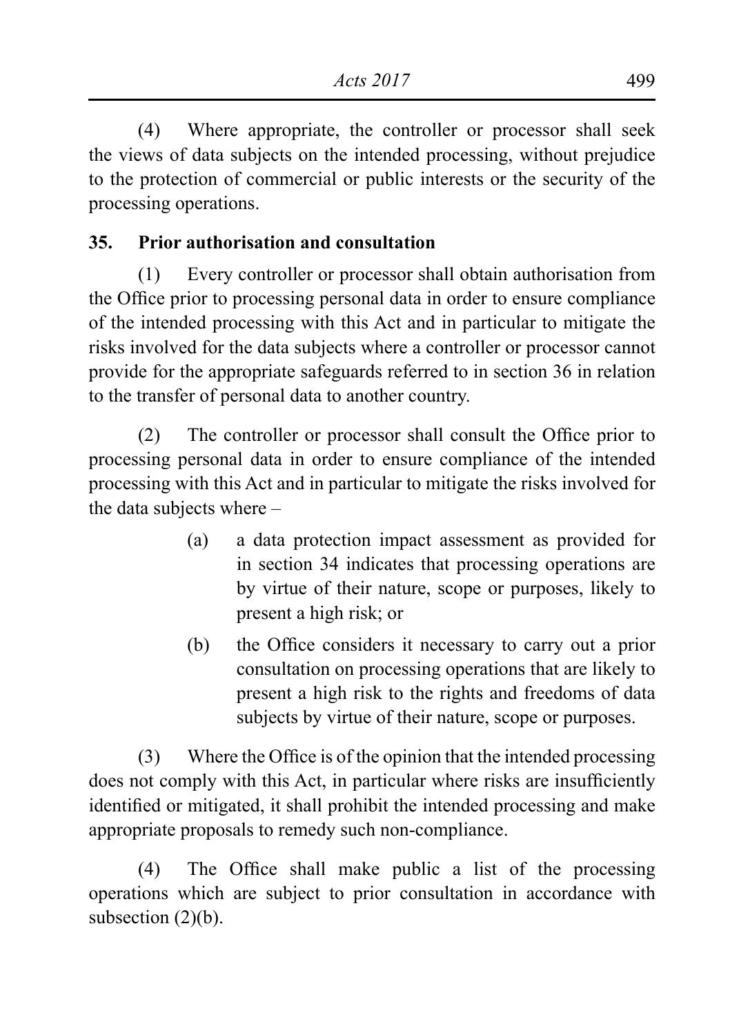(4) Where appropriate, the controller or processor shall seek the views of data subjects on the intended processing, without prejudice to the protection of commercial or public interests or the security of the processing operations.

### 35. Prior authorisation and consultation

(1) Every controller or processor shall obtain authorisation from the Office prior to processing personal data in order to ensure compliance of the intended processing with this Act and in particular to mitigate the risks involved for the data subjects where a controller or processor cannot provide for the appropriate safeguards referred to in section 36 in relation to the transfer of personal data to another country.

(2) The controller or processor shall consult the Office prior to processing personal data in order to ensure compliance of the intended processing with this Act and in particular to mitigate the risks involved for the data subjects where –

(a) a data protection impact assessment as provided for in section 34 indicates that processing operations are by virtue of their nature, scope or purposes, likely to present a high risk; or

(b) the Office considers it necessary to carry out a prior consultation on processing operations that are likely to present a high risk to the rights and freedoms of data subjects by virtue of their nature, scope or purposes.

(3) Where the Office is of the opinion that the intended processing does not comply with this Act, in particular where risks are insufficiently identified or mitigated, it shall prohibit the intended processing and make appropriate proposals to remedy such non-compliance.

(4) The Office shall make public a list of the processing operations which are subject to prior consultation in accordance with subsection (2)(b).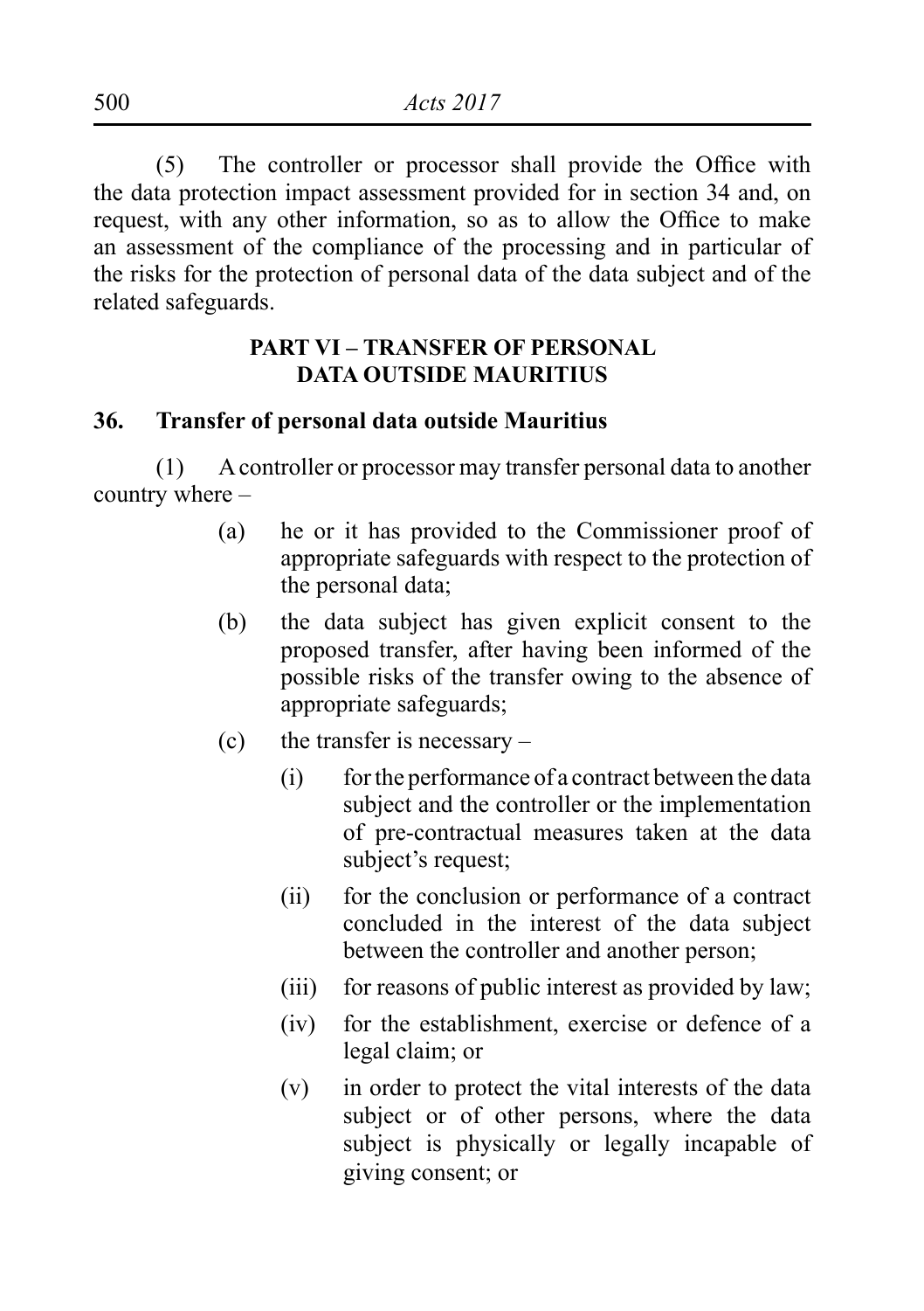(5) The controller or processor shall provide the Office with the data protection impact assessment provided for in section 34 and, on request, with any other information, so as to allow the Office to make an assessment of the compliance of the processing and in particular of the risks for the protection of personal data of the data subject and of the related safeguards.

## PART VI – TRANSFER OF PERSONAL DATA OUTSIDE MAURITIUS

### 36. Transfer of personal data outside Mauritius

(1) A controller or processor may transfer personal data to another country where –

- (a) he or it has provided to the Commissioner proof of appropriate safeguards with respect to the protection of the personal data;
- (b) the data subject has given explicit consent to the proposed transfer, after having been informed of the possible risks of the transfer owing to the absence of appropriate safeguards;
- (c) the transfer is necessary –
  - (i) for the performance of a contract between the data subject and the controller or the implementation of pre-contractual measures taken at the data subject's request;
  - (ii) for the conclusion or performance of a contract concluded in the interest of the data subject between the controller and another person;
  - (iii) for reasons of public interest as provided by law;
  - (iv) for the establishment, exercise or defence of a legal claim; or
  - (v) in order to protect the vital interests of the data subject or of other persons, where the data subject is physically or legally incapable of giving consent; or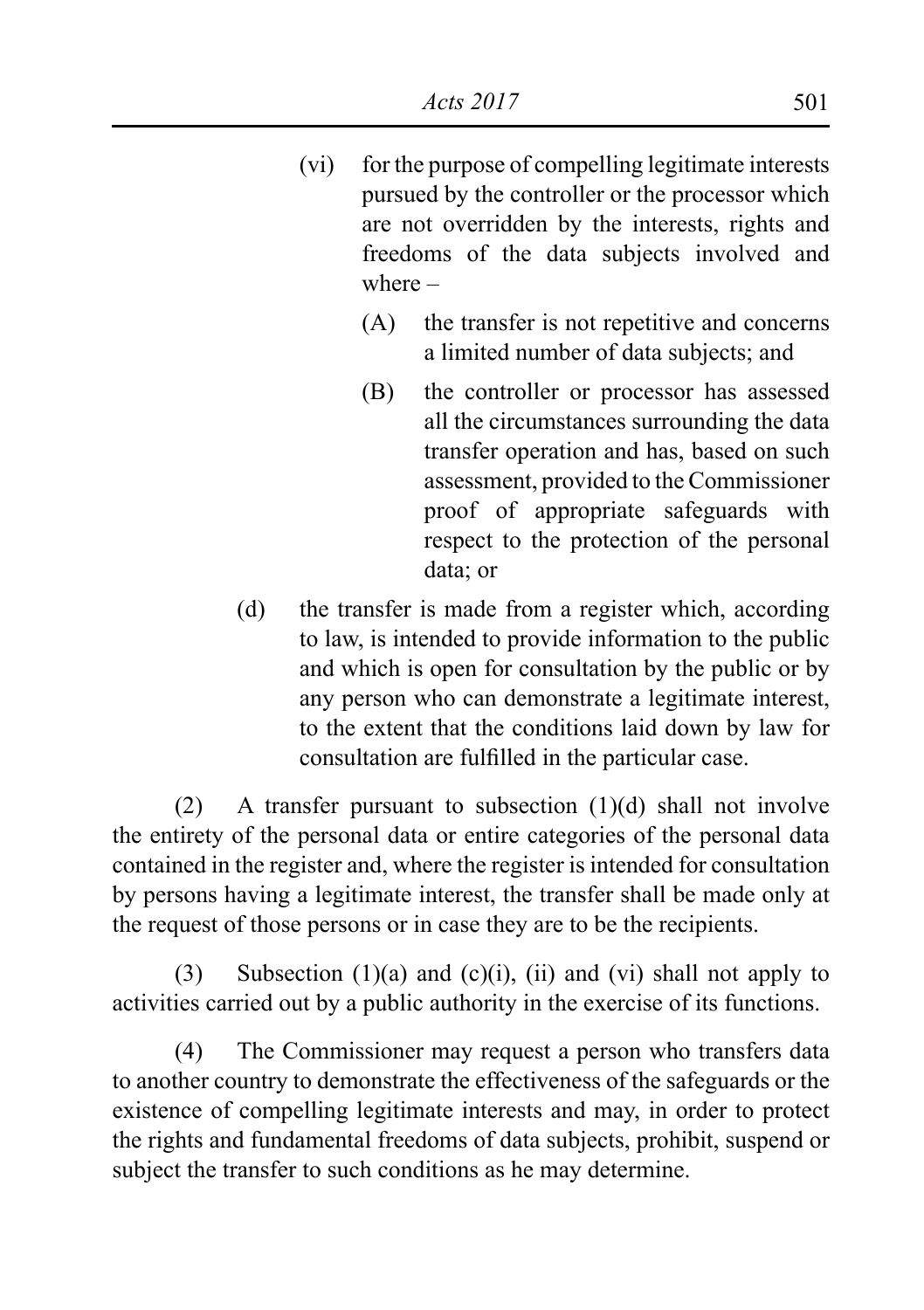(vi) for the purpose of compelling legitimate interests pursued by the controller or the processor which are not overridden by the interests, rights and freedoms of the data subjects involved and where –

(A) the transfer is not repetitive and concerns a limited number of data subjects; and

(B) the controller or processor has assessed all the circumstances surrounding the data transfer operation and has, based on such assessment, provided to the Commissioner proof of appropriate safeguards with respect to the protection of the personal data; or

(d) the transfer is made from a register which, according to law, is intended to provide information to the public and which is open for consultation by the public or by any person who can demonstrate a legitimate interest, to the extent that the conditions laid down by law for consultation are fulfilled in the particular case.

(2) A transfer pursuant to subsection (1)(d) shall not involve the entirety of the personal data or entire categories of the personal data contained in the register and, where the register is intended for consultation by persons having a legitimate interest, the transfer shall be made only at the request of those persons or in case they are to be the recipients.

(3) Subsection (1)(a) and (c)(i), (ii) and (vi) shall not apply to activities carried out by a public authority in the exercise of its functions.

(4) The Commissioner may request a person who transfers data to another country to demonstrate the effectiveness of the safeguards or the existence of compelling legitimate interests and may, in order to protect the rights and fundamental freedoms of data subjects, prohibit, suspend or subject the transfer to such conditions as he may determine.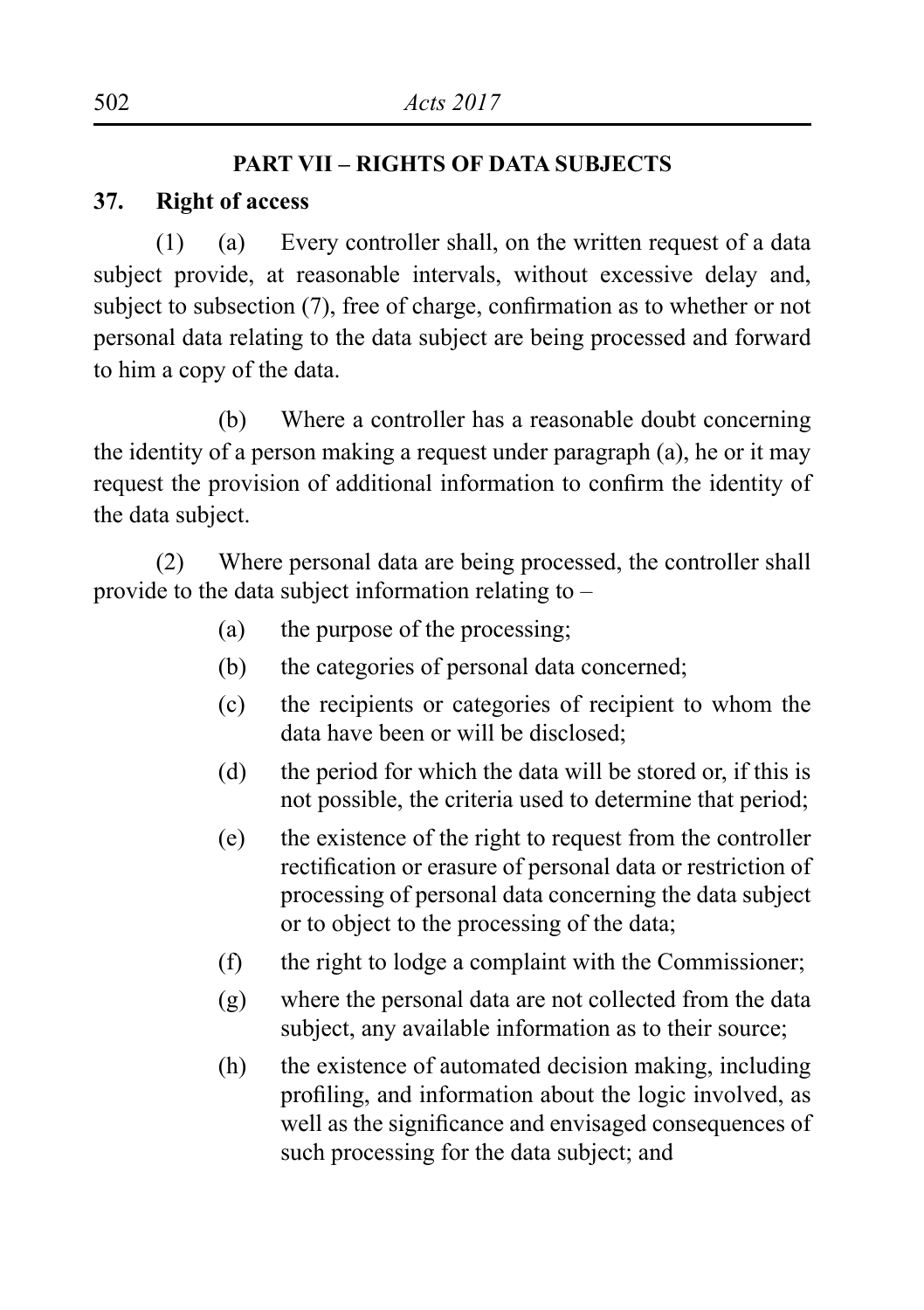## PART VII – RIGHTS OF DATA SUBJECTS

### 37. Right of access

(1) (a) Every controller shall, on the written request of a data subject provide, at reasonable intervals, without excessive delay and, subject to subsection (7), free of charge, confirmation as to whether or not personal data relating to the data subject are being processed and forward to him a copy of the data.

(b) Where a controller has a reasonable doubt concerning the identity of a person making a request under paragraph (a), he or it may request the provision of additional information to confirm the identity of the data subject.

(2) Where personal data are being processed, the controller shall provide to the data subject information relating to –

- (a) the purpose of the processing;
- (b) the categories of personal data concerned;
- (c) the recipients or categories of recipient to whom the data have been or will be disclosed;
- (d) the period for which the data will be stored or, if this is not possible, the criteria used to determine that period;
- (e) the existence of the right to request from the controller rectification or erasure of personal data or restriction of processing of personal data concerning the data subject or to object to the processing of the data;
- (f) the right to lodge a complaint with the Commissioner;
- (g) where the personal data are not collected from the data subject, any available information as to their source;
- (h) the existence of automated decision making, including profiling, and information about the logic involved, as well as the significance and envisaged consequences of such processing for the data subject; and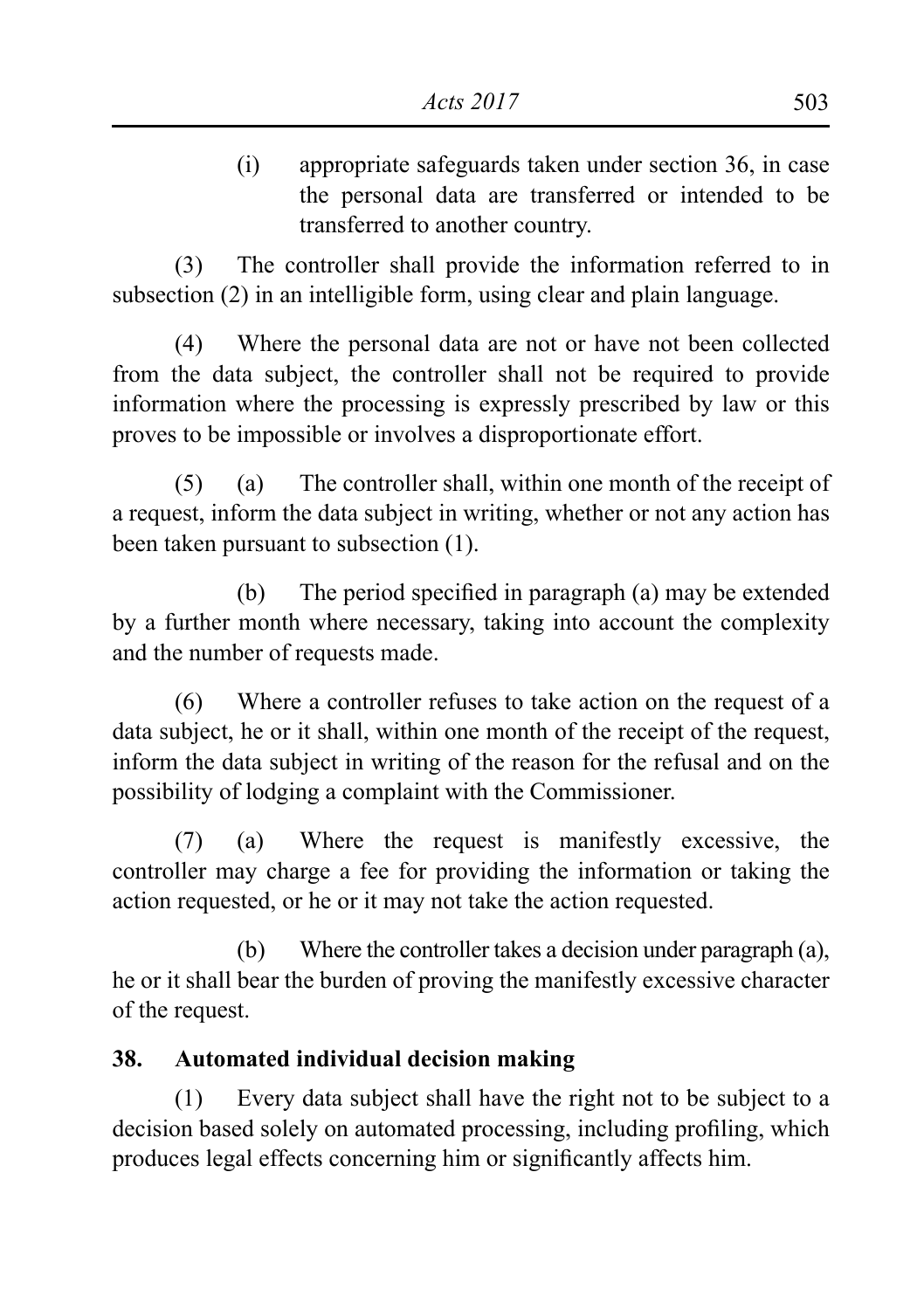(i) appropriate safeguards taken under section 36, in case the personal data are transferred or intended to be transferred to another country.

(3) The controller shall provide the information referred to in subsection (2) in an intelligible form, using clear and plain language.

(4) Where the personal data are not or have not been collected from the data subject, the controller shall not be required to provide information where the processing is expressly prescribed by law or this proves to be impossible or involves a disproportionate effort.

(5) (a) The controller shall, within one month of the receipt of a request, inform the data subject in writing, whether or not any action has been taken pursuant to subsection (1).

(b) The period specified in paragraph (a) may be extended by a further month where necessary, taking into account the complexity and the number of requests made.

(6) Where a controller refuses to take action on the request of a data subject, he or it shall, within one month of the receipt of the request, inform the data subject in writing of the reason for the refusal and on the possibility of lodging a complaint with the Commissioner.

(7) (a) Where the request is manifestly excessive, the controller may charge a fee for providing the information or taking the action requested, or he or it may not take the action requested.

(b) Where the controller takes a decision under paragraph (a), he or it shall bear the burden of proving the manifestly excessive character of the request.

### 38. Automated individual decision making

(1) Every data subject shall have the right not to be subject to a decision based solely on automated processing, including profiling, which produces legal effects concerning him or significantly affects him.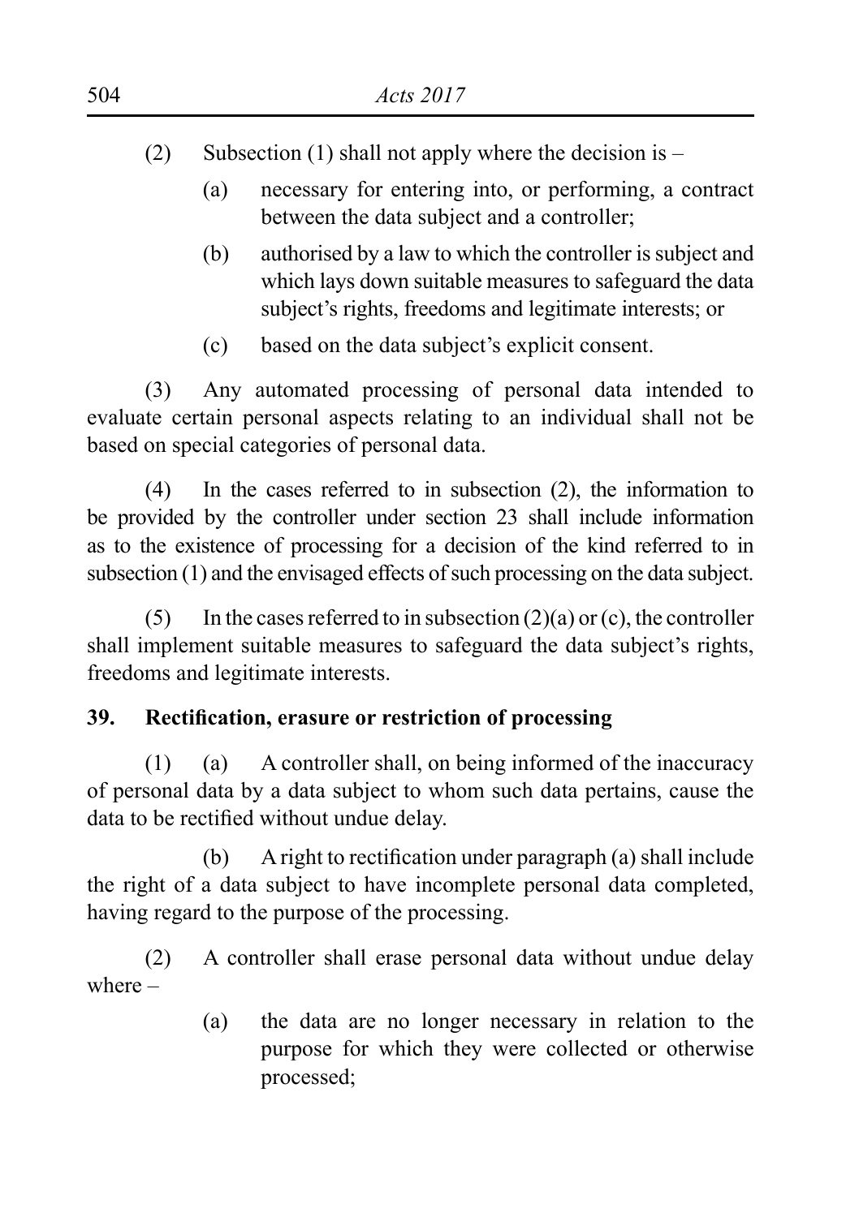(2) Subsection (1) shall not apply where the decision is –

(a) necessary for entering into, or performing, a contract between the data subject and a controller;

(b) authorised by a law to which the controller is subject and which lays down suitable measures to safeguard the data subject's rights, freedoms and legitimate interests; or

(c) based on the data subject's explicit consent.

(3) Any automated processing of personal data intended to evaluate certain personal aspects relating to an individual shall not be based on special categories of personal data.

(4) In the cases referred to in subsection (2), the information to be provided by the controller under section 23 shall include information as to the existence of processing for a decision of the kind referred to in subsection (1) and the envisaged effects of such processing on the data subject.

(5) In the cases referred to in subsection (2)(a) or (c), the controller shall implement suitable measures to safeguard the data subject's rights, freedoms and legitimate interests.

**39. Rectification, erasure or restriction of processing**

(1) (a) A controller shall, on being informed of the inaccuracy of personal data by a data subject to whom such data pertains, cause the data to be rectified without undue delay.

(b) A right to rectification under paragraph (a) shall include the right of a data subject to have incomplete personal data completed, having regard to the purpose of the processing.

(2) A controller shall erase personal data without undue delay where –

(a) the data are no longer necessary in relation to the purpose for which they were collected or otherwise processed;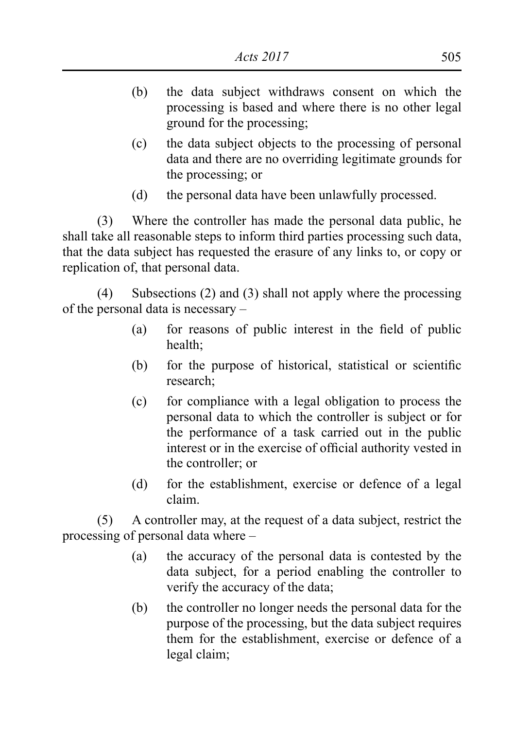(b) the data subject withdraws consent on which the processing is based and where there is no other legal ground for the processing;

(c) the data subject objects to the processing of personal data and there are no overriding legitimate grounds for the processing; or

(d) the personal data have been unlawfully processed.

(3) Where the controller has made the personal data public, he shall take all reasonable steps to inform third parties processing such data, that the data subject has requested the erasure of any links to, or copy or replication of, that personal data.

(4) Subsections (2) and (3) shall not apply where the processing of the personal data is necessary –

(a) for reasons of public interest in the field of public health;

(b) for the purpose of historical, statistical or scientific research;

(c) for compliance with a legal obligation to process the personal data to which the controller is subject or for the performance of a task carried out in the public interest or in the exercise of official authority vested in the controller; or

(d) for the establishment, exercise or defence of a legal claim.

(5) A controller may, at the request of a data subject, restrict the processing of personal data where –

(a) the accuracy of the personal data is contested by the data subject, for a period enabling the controller to verify the accuracy of the data;

(b) the controller no longer needs the personal data for the purpose of the processing, but the data subject requires them for the establishment, exercise or defence of a legal claim;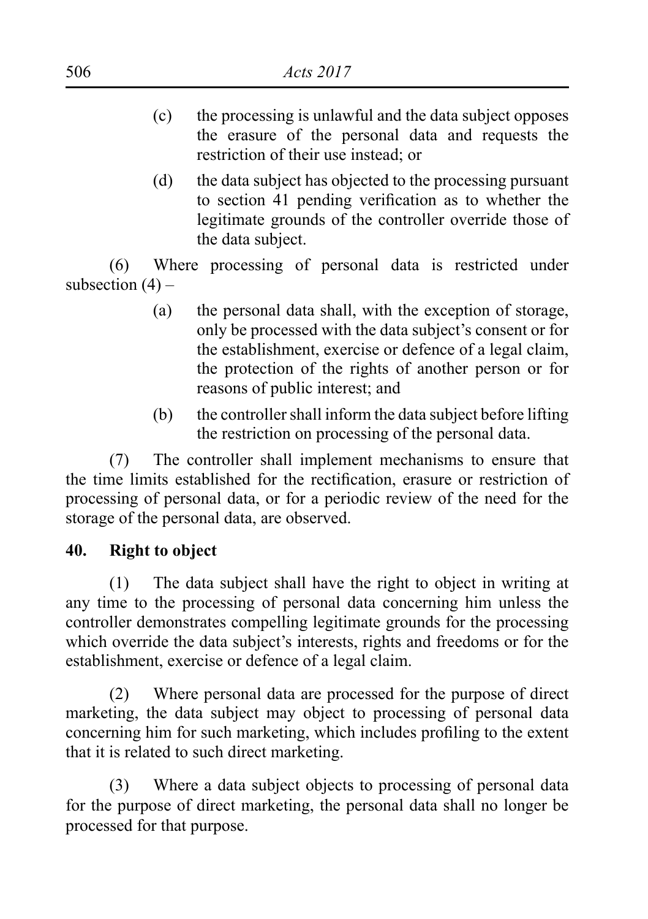(c) the processing is unlawful and the data subject opposes the erasure of the personal data and requests the restriction of their use instead; or

(d) the data subject has objected to the processing pursuant to section 41 pending verification as to whether the legitimate grounds of the controller override those of the data subject.

(6) Where processing of personal data is restricted under subsection (4) –

(a) the personal data shall, with the exception of storage, only be processed with the data subject's consent or for the establishment, exercise or defence of a legal claim, the protection of the rights of another person or for reasons of public interest; and

(b) the controller shall inform the data subject before lifting the restriction on processing of the personal data.

(7) The controller shall implement mechanisms to ensure that the time limits established for the rectification, erasure or restriction of processing of personal data, or for a periodic review of the need for the storage of the personal data, are observed.

**40. Right to object**

(1) The data subject shall have the right to object in writing at any time to the processing of personal data concerning him unless the controller demonstrates compelling legitimate grounds for the processing which override the data subject's interests, rights and freedoms or for the establishment, exercise or defence of a legal claim.

(2) Where personal data are processed for the purpose of direct marketing, the data subject may object to processing of personal data concerning him for such marketing, which includes profiling to the extent that it is related to such direct marketing.

(3) Where a data subject objects to processing of personal data for the purpose of direct marketing, the personal data shall no longer be processed for that purpose.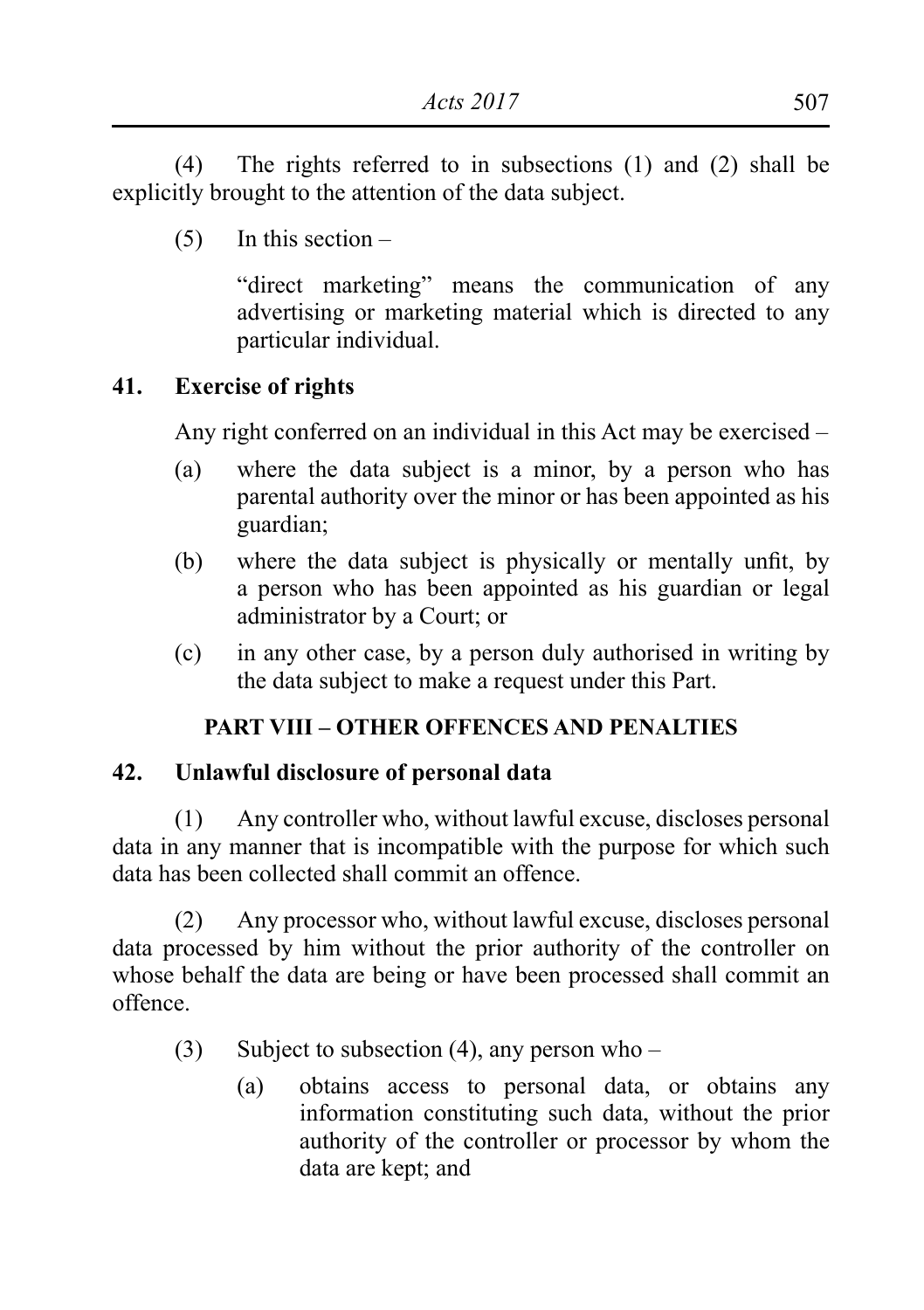(4) The rights referred to in subsections (1) and (2) shall be explicitly brought to the attention of the data subject.

(5) In this section –

"direct marketing" means the communication of any advertising or marketing material which is directed to any particular individual.

**41. Exercise of rights**

Any right conferred on an individual in this Act may be exercised –

(a) where the data subject is a minor, by a person who has parental authority over the minor or has been appointed as his guardian;

(b) where the data subject is physically or mentally unfit, by a person who has been appointed as his guardian or legal administrator by a Court; or

(c) in any other case, by a person duly authorised in writing by the data subject to make a request under this Part.

## PART VIII – OTHER OFFENCES AND PENALTIES

**42. Unlawful disclosure of personal data**

(1) Any controller who, without lawful excuse, discloses personal data in any manner that is incompatible with the purpose for which such data has been collected shall commit an offence.

(2) Any processor who, without lawful excuse, discloses personal data processed by him without the prior authority of the controller on whose behalf the data are being or have been processed shall commit an offence.

(3) Subject to subsection (4), any person who –

(a) obtains access to personal data, or obtains any information constituting such data, without the prior authority of the controller or processor by whom the data are kept; and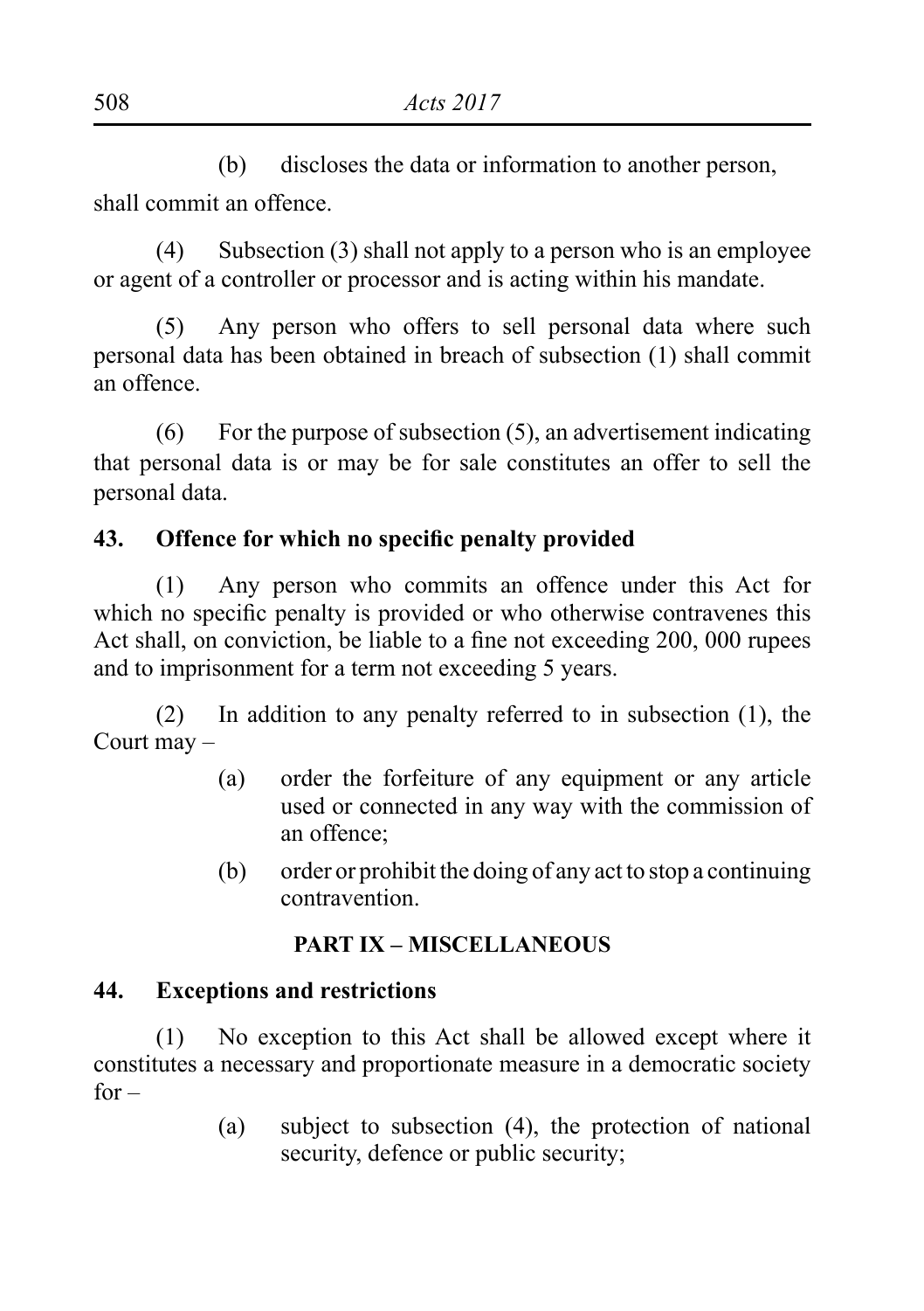(b) discloses the data or information to another person,

shall commit an offence.

(4) Subsection (3) shall not apply to a person who is an employee or agent of a controller or processor and is acting within his mandate.

(5) Any person who offers to sell personal data where such personal data has been obtained in breach of subsection (1) shall commit an offence.

(6) For the purpose of subsection (5), an advertisement indicating that personal data is or may be for sale constitutes an offer to sell the personal data.

**43. Offence for which no specific penalty provided**

(1) Any person who commits an offence under this Act for which no specific penalty is provided or who otherwise contravenes this Act shall, on conviction, be liable to a fine not exceeding 200, 000 rupees and to imprisonment for a term not exceeding 5 years.

(2) In addition to any penalty referred to in subsection (1), the Court may –

- (a) order the forfeiture of any equipment or any article used or connected in any way with the commission of an offence;
- (b) order or prohibit the doing of any act to stop a continuing contravention.

**PART IX – MISCELLANEOUS**

**44. Exceptions and restrictions**

(1) No exception to this Act shall be allowed except where it constitutes a necessary and proportionate measure in a democratic society for –

- (a) subject to subsection (4), the protection of national security, defence or public security;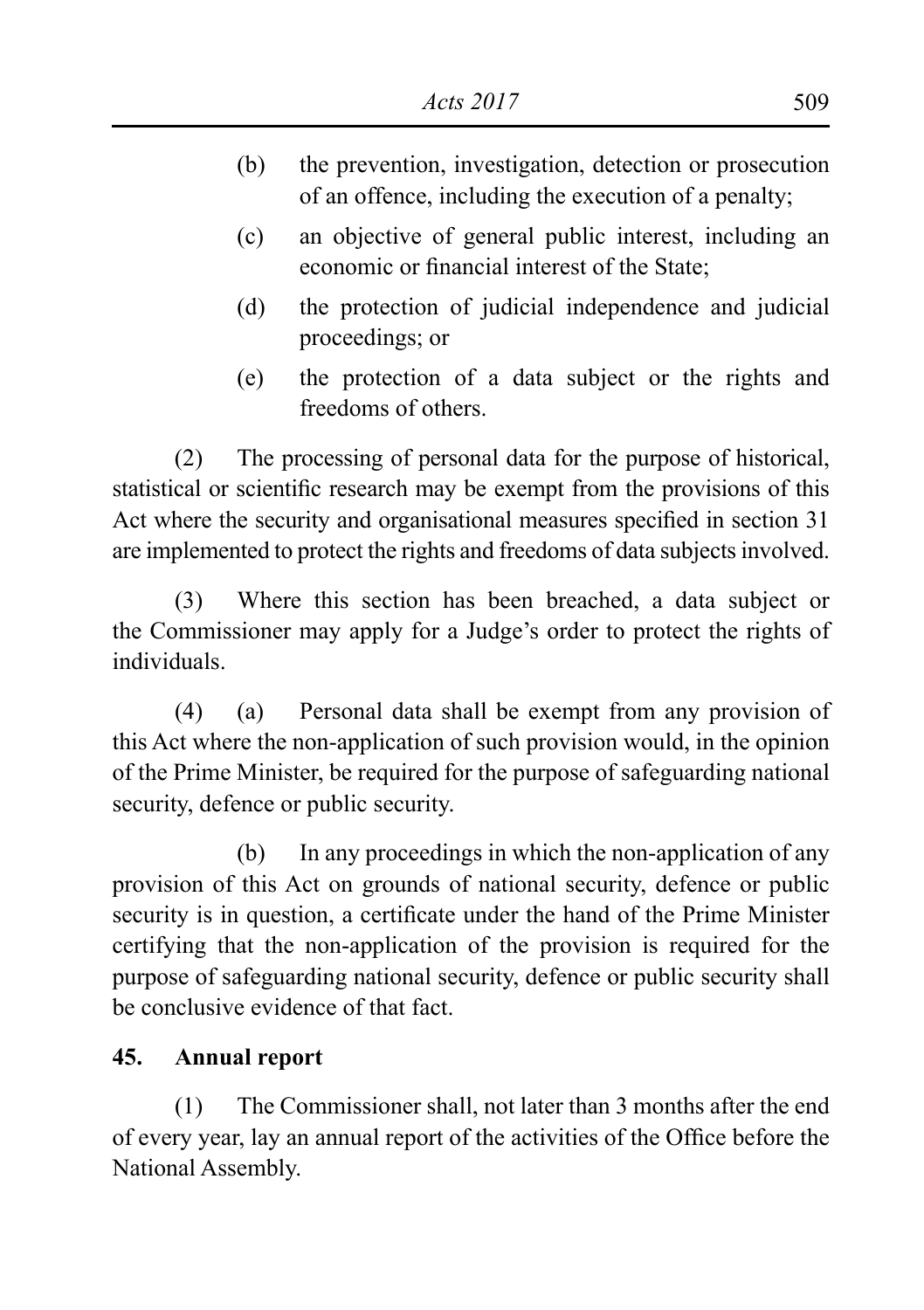(b) the prevention, investigation, detection or prosecution of an offence, including the execution of a penalty;

(c) an objective of general public interest, including an economic or financial interest of the State;

(d) the protection of judicial independence and judicial proceedings; or

(e) the protection of a data subject or the rights and freedoms of others.

(2) The processing of personal data for the purpose of historical, statistical or scientific research may be exempt from the provisions of this Act where the security and organisational measures specified in section 31 are implemented to protect the rights and freedoms of data subjects involved.

(3) Where this section has been breached, a data subject or the Commissioner may apply for a Judge's order to protect the rights of individuals.

(4) (a) Personal data shall be exempt from any provision of this Act where the non-application of such provision would, in the opinion of the Prime Minister, be required for the purpose of safeguarding national security, defence or public security.

(b) In any proceedings in which the non-application of any provision of this Act on grounds of national security, defence or public security is in question, a certificate under the hand of the Prime Minister certifying that the non-application of the provision is required for the purpose of safeguarding national security, defence or public security shall be conclusive evidence of that fact.

**45. Annual report**

(1) The Commissioner shall, not later than 3 months after the end of every year, lay an annual report of the activities of the Office before the National Assembly.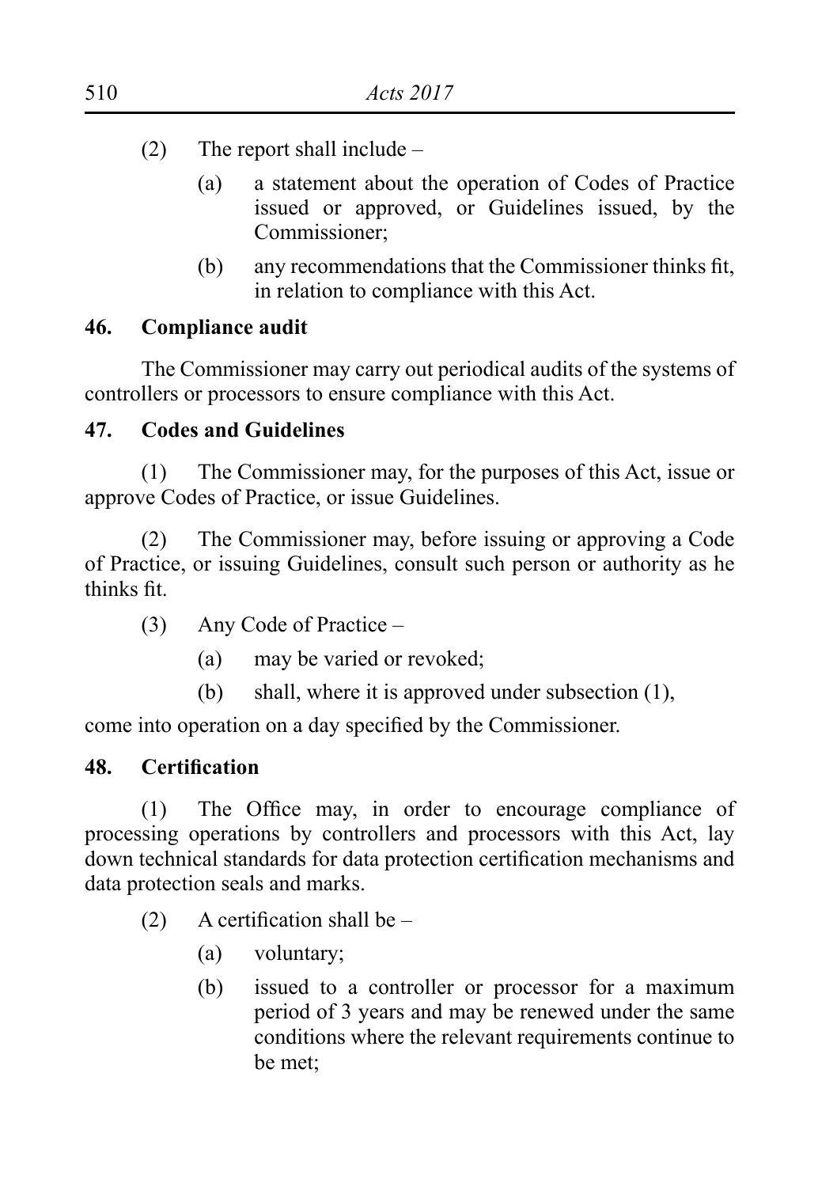(2) The report shall include –

(a) a statement about the operation of Codes of Practice issued or approved, or Guidelines issued, by the Commissioner;

(b) any recommendations that the Commissioner thinks fit, in relation to compliance with this Act.

**46. Compliance audit**

The Commissioner may carry out periodical audits of the systems of controllers or processors to ensure compliance with this Act.

**47. Codes and Guidelines**

(1) The Commissioner may, for the purposes of this Act, issue or approve Codes of Practice, or issue Guidelines.

(2) The Commissioner may, before issuing or approving a Code of Practice, or issuing Guidelines, consult such person or authority as he thinks fit.

(3) Any Code of Practice –

(a) may be varied or revoked;

(b) shall, where it is approved under subsection (1),

come into operation on a day specified by the Commissioner.

**48. Certification**

(1) The Office may, in order to encourage compliance of processing operations by controllers and processors with this Act, lay down technical standards for data protection certification mechanisms and data protection seals and marks.

(2) A certification shall be –

(a) voluntary;

(b) issued to a controller or processor for a maximum period of 3 years and may be renewed under the same conditions where the relevant requirements continue to be met;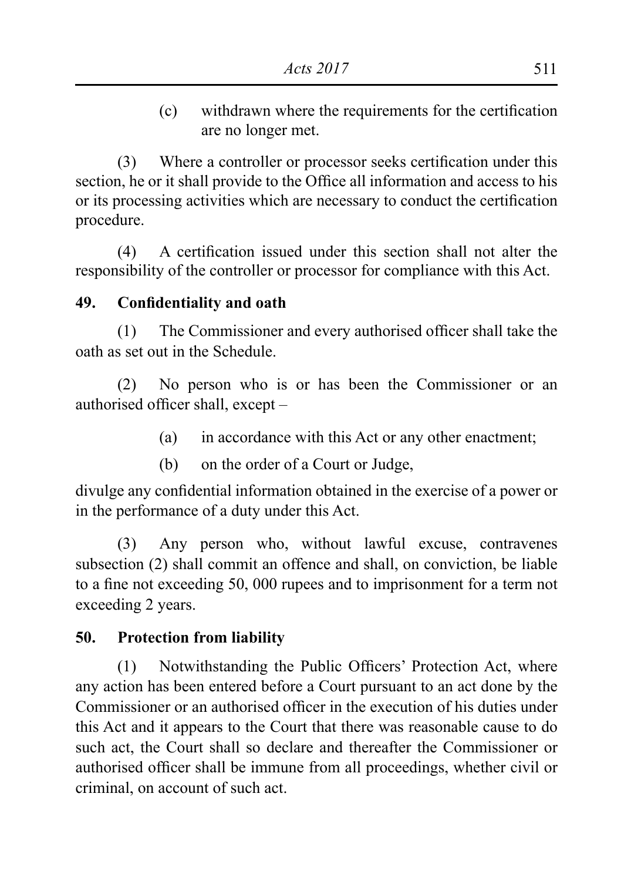(c) withdrawn where the requirements for the certification are no longer met.

(3) Where a controller or processor seeks certification under this section, he or it shall provide to the Office all information and access to his or its processing activities which are necessary to conduct the certification procedure.

(4) A certification issued under this section shall not alter the responsibility of the controller or processor for compliance with this Act.

**49. Confidentiality and oath**

(1) The Commissioner and every authorised officer shall take the oath as set out in the Schedule.

(2) No person who is or has been the Commissioner or an authorised officer shall, except –

(a) in accordance with this Act or any other enactment;

(b) on the order of a Court or Judge,

divulge any confidential information obtained in the exercise of a power or in the performance of a duty under this Act.

(3) Any person who, without lawful excuse, contravenes subsection (2) shall commit an offence and shall, on conviction, be liable to a fine not exceeding 50, 000 rupees and to imprisonment for a term not exceeding 2 years.

**50. Protection from liability**

(1) Notwithstanding the Public Officers' Protection Act, where any action has been entered before a Court pursuant to an act done by the Commissioner or an authorised officer in the execution of his duties under this Act and it appears to the Court that there was reasonable cause to do such act, the Court shall so declare and thereafter the Commissioner or authorised officer shall be immune from all proceedings, whether civil or criminal, on account of such act.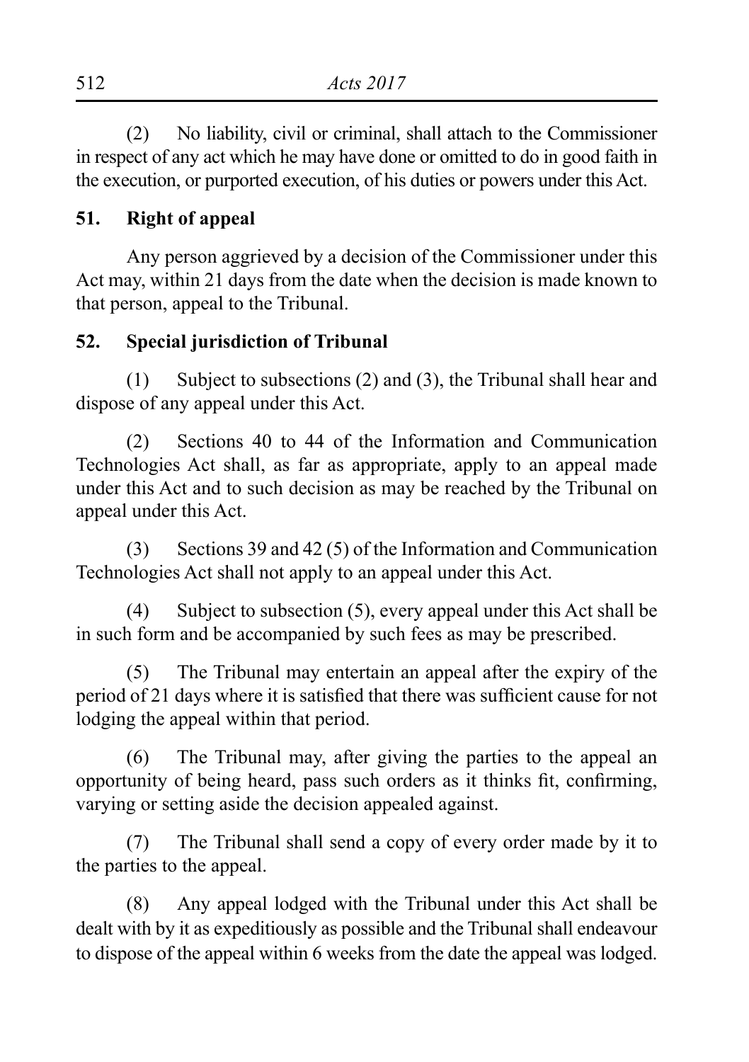(2) No liability, civil or criminal, shall attach to the Commissioner in respect of any act which he may have done or omitted to do in good faith in the execution, or purported execution, of his duties or powers under this Act.

### 51. Right of appeal

Any person aggrieved by a decision of the Commissioner under this Act may, within 21 days from the date when the decision is made known to that person, appeal to the Tribunal.

### 52. Special jurisdiction of Tribunal

(1) Subject to subsections (2) and (3), the Tribunal shall hear and dispose of any appeal under this Act.

(2) Sections 40 to 44 of the Information and Communication Technologies Act shall, as far as appropriate, apply to an appeal made under this Act and to such decision as may be reached by the Tribunal on appeal under this Act.

(3) Sections 39 and 42 (5) of the Information and Communication Technologies Act shall not apply to an appeal under this Act.

(4) Subject to subsection (5), every appeal under this Act shall be in such form and be accompanied by such fees as may be prescribed.

(5) The Tribunal may entertain an appeal after the expiry of the period of 21 days where it is satisfied that there was sufficient cause for not lodging the appeal within that period.

(6) The Tribunal may, after giving the parties to the appeal an opportunity of being heard, pass such orders as it thinks fit, confirming, varying or setting aside the decision appealed against.

(7) The Tribunal shall send a copy of every order made by it to the parties to the appeal.

(8) Any appeal lodged with the Tribunal under this Act shall be dealt with by it as expeditiously as possible and the Tribunal shall endeavour to dispose of the appeal within 6 weeks from the date the appeal was lodged.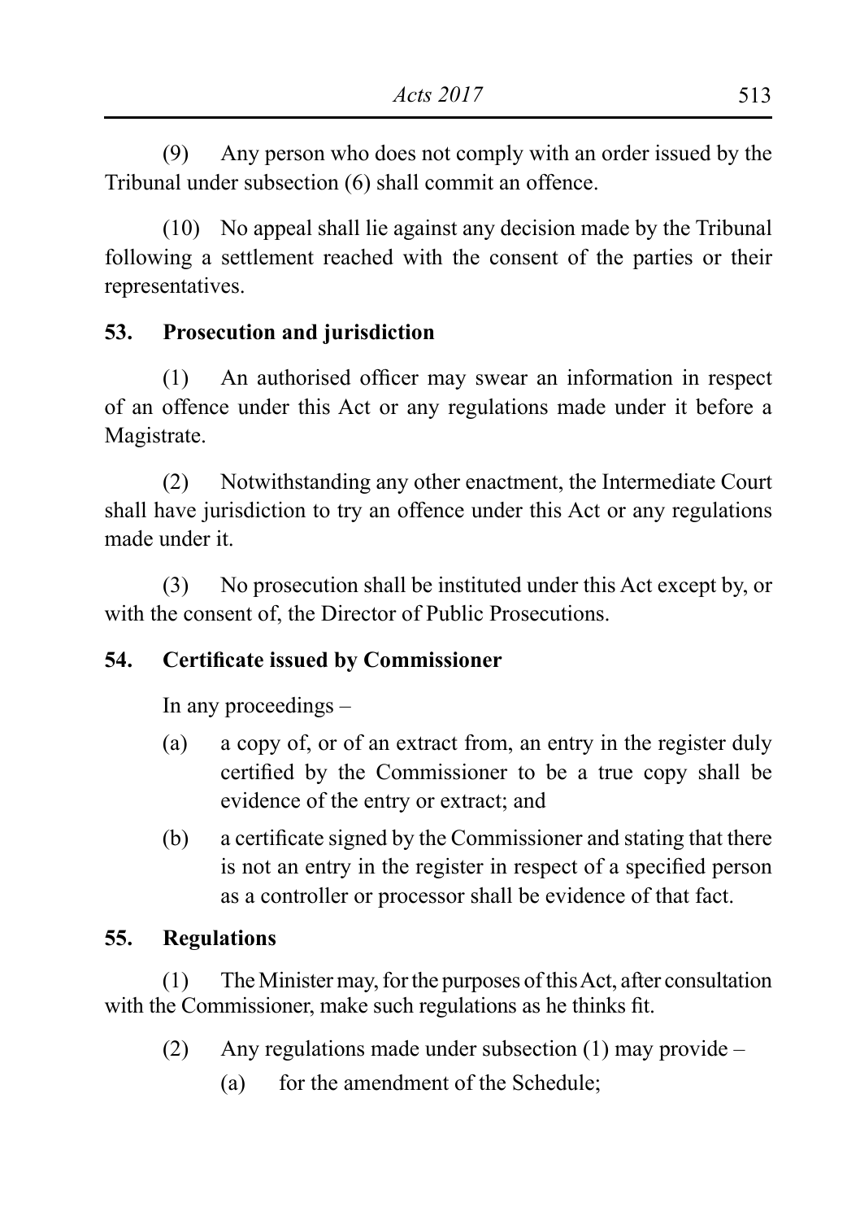(9) Any person who does not comply with an order issued by the Tribunal under subsection (6) shall commit an offence.

(10) No appeal shall lie against any decision made by the Tribunal following a settlement reached with the consent of the parties or their representatives.

**53. Prosecution and jurisdiction**

(1) An authorised officer may swear an information in respect of an offence under this Act or any regulations made under it before a Magistrate.

(2) Notwithstanding any other enactment, the Intermediate Court shall have jurisdiction to try an offence under this Act or any regulations made under it.

(3) No prosecution shall be instituted under this Act except by, or with the consent of, the Director of Public Prosecutions.

**54. Certificate issued by Commissioner**

In any proceedings –

(a) a copy of, or of an extract from, an entry in the register duly certified by the Commissioner to be a true copy shall be evidence of the entry or extract; and

(b) a certificate signed by the Commissioner and stating that there is not an entry in the register in respect of a specified person as a controller or processor shall be evidence of that fact.

**55. Regulations**

(1) The Minister may, for the purposes of this Act, after consultation with the Commissioner, make such regulations as he thinks fit.

(2) Any regulations made under subsection (1) may provide –

(a) for the amendment of the Schedule;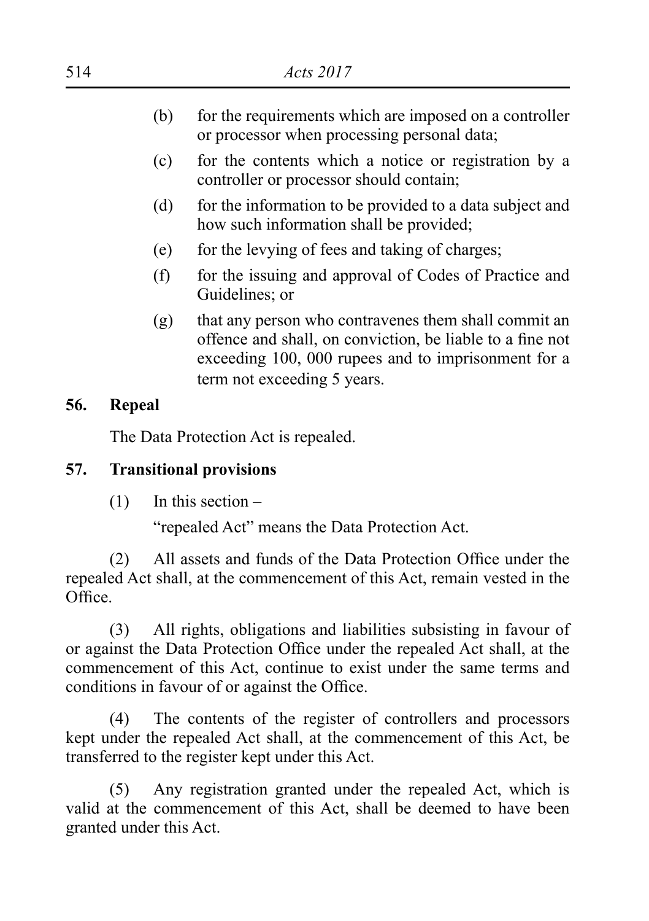(b) for the requirements which are imposed on a controller or processor when processing personal data;

(c) for the contents which a notice or registration by a controller or processor should contain;

(d) for the information to be provided to a data subject and how such information shall be provided;

(e) for the levying of fees and taking of charges;

(f) for the issuing and approval of Codes of Practice and Guidelines; or

(g) that any person who contravenes them shall commit an offence and shall, on conviction, be liable to a fine not exceeding 100, 000 rupees and to imprisonment for a term not exceeding 5 years.

**56. Repeal**

The Data Protection Act is repealed.

**57. Transitional provisions**

(1) In this section –

"repealed Act" means the Data Protection Act.

(2) All assets and funds of the Data Protection Office under the repealed Act shall, at the commencement of this Act, remain vested in the Office.

(3) All rights, obligations and liabilities subsisting in favour of or against the Data Protection Office under the repealed Act shall, at the commencement of this Act, continue to exist under the same terms and conditions in favour of or against the Office.

(4) The contents of the register of controllers and processors kept under the repealed Act shall, at the commencement of this Act, be transferred to the register kept under this Act.

(5) Any registration granted under the repealed Act, which is valid at the commencement of this Act, shall be deemed to have been granted under this Act.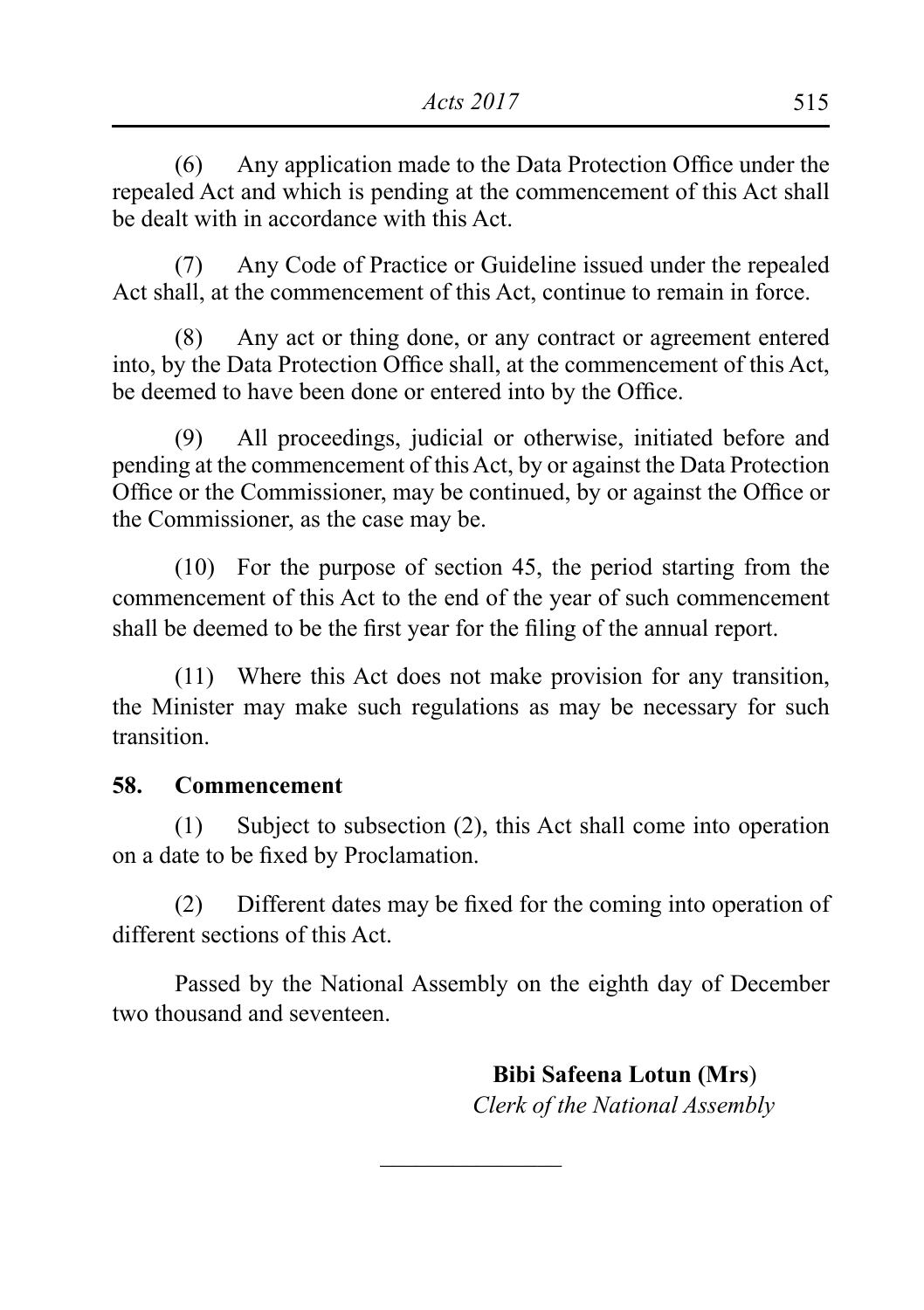(6) Any application made to the Data Protection Office under the repealed Act and which is pending at the commencement of this Act shall be dealt with in accordance with this Act.

(7) Any Code of Practice or Guideline issued under the repealed Act shall, at the commencement of this Act, continue to remain in force.

(8) Any act or thing done, or any contract or agreement entered into, by the Data Protection Office shall, at the commencement of this Act, be deemed to have been done or entered into by the Office.

(9) All proceedings, judicial or otherwise, initiated before and pending at the commencement of this Act, by or against the Data Protection Office or the Commissioner, may be continued, by or against the Office or the Commissioner, as the case may be.

(10) For the purpose of section 45, the period starting from the commencement of this Act to the end of the year of such commencement shall be deemed to be the first year for the filing of the annual report.

(11) Where this Act does not make provision for any transition, the Minister may make such regulations as may be necessary for such transition.

**58. Commencement**

(1) Subject to subsection (2), this Act shall come into operation on a date to be fixed by Proclamation.

(2) Different dates may be fixed for the coming into operation of different sections of this Act.

Passed by the National Assembly on the eighth day of December two thousand and seventeen.

**Bibi Safeena Lotun (Mrs)**
*Clerk of the National Assembly*

---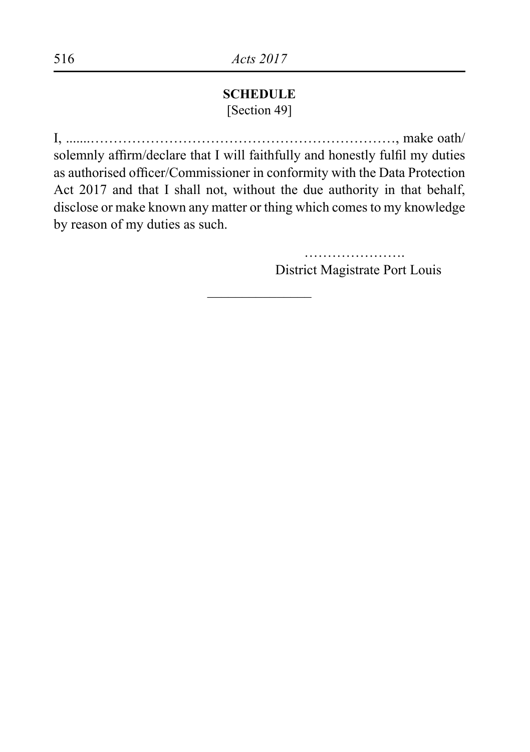## SCHEDULE

[Section 49]

I, .......…………………………………………………………, make oath/ solemnly affirm/declare that I will faithfully and honestly fulfil my duties as authorised officer/Commissioner in conformity with the Data Protection Act 2017 and that I shall not, without the due authority in that behalf, disclose or make known any matter or thing which comes to my knowledge by reason of my duties as such.

………………….

District Magistrate Port Louis

---